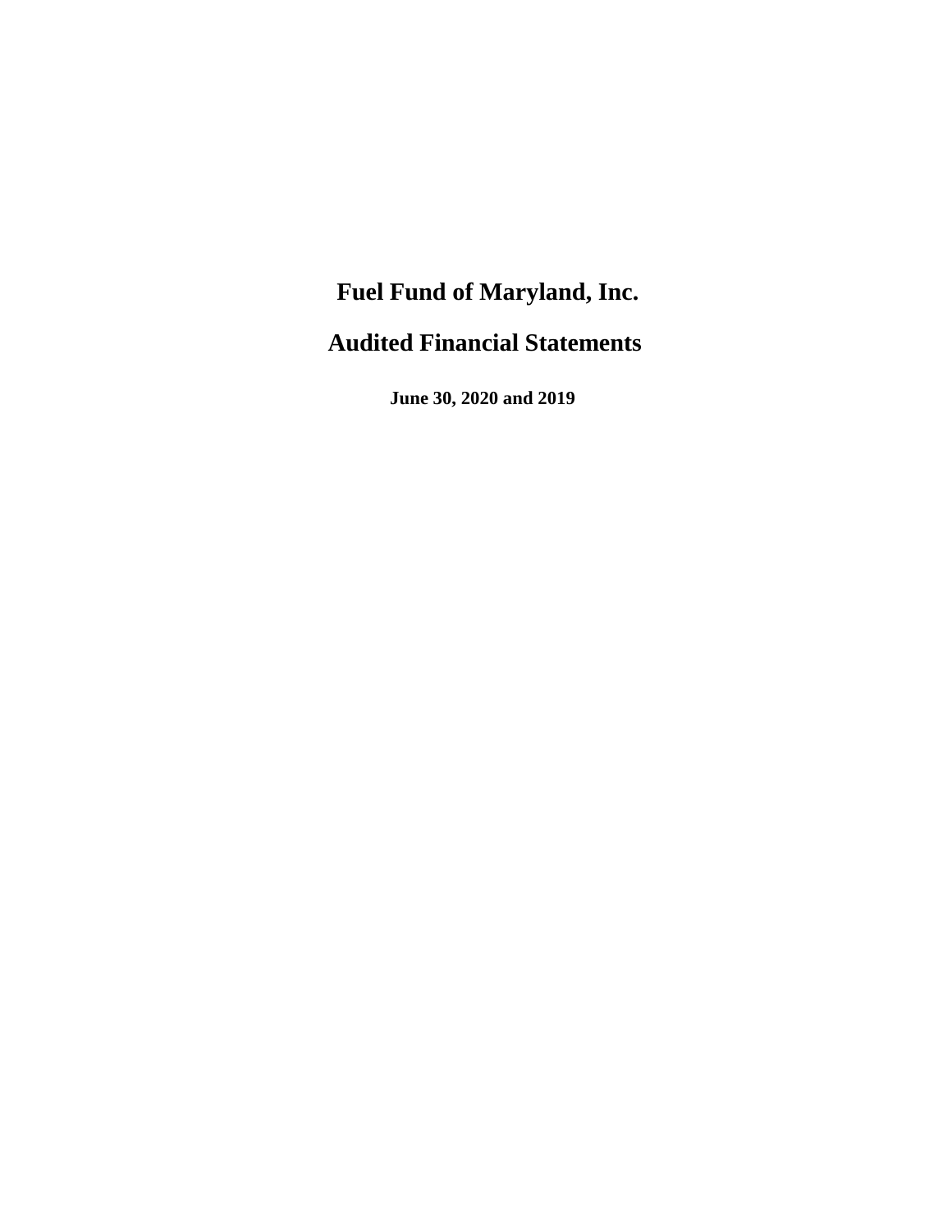# Fuel Fund of Maryland, Inc.

# Audited Financial Statements

**June 30, 2020 and 2019**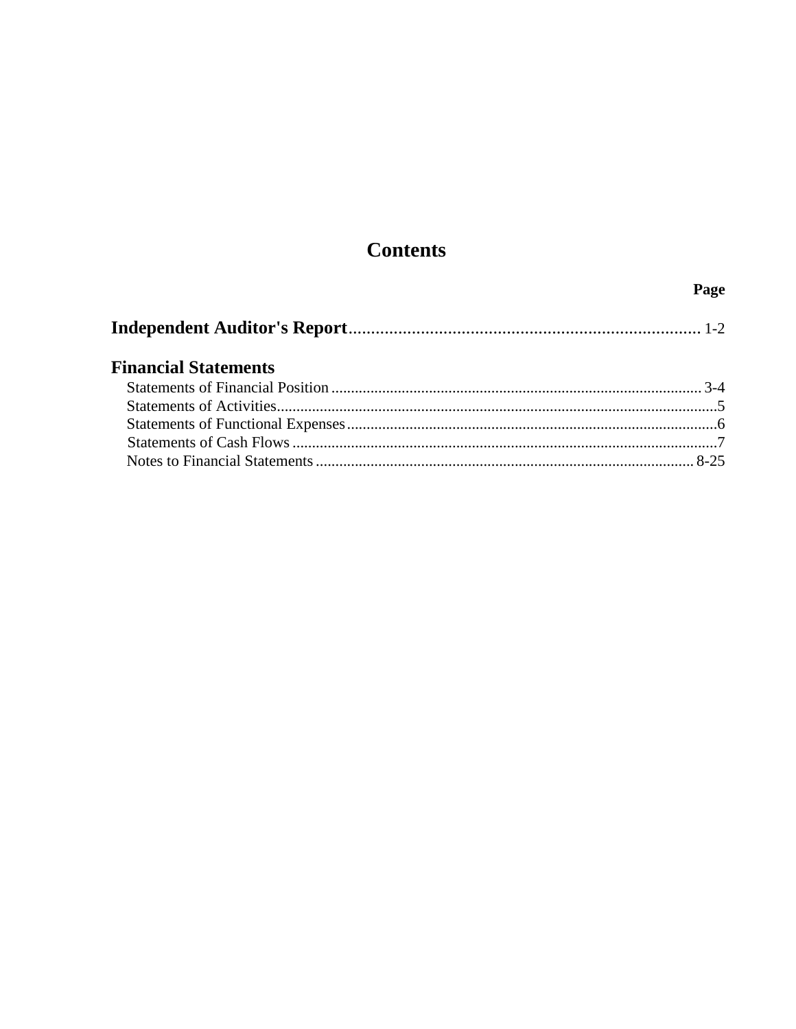# Contents

| | Page |
|---|---|
| **Independent Auditor's Report** | 1-2 |
| **Financial Statements** | |
| Statements of Financial Position | 3-4 |
| Statements of Activities | 5 |
| Statements of Functional Expenses | 6 |
| Statements of Cash Flows | 7 |
| Notes to Financial Statements | 8-25 |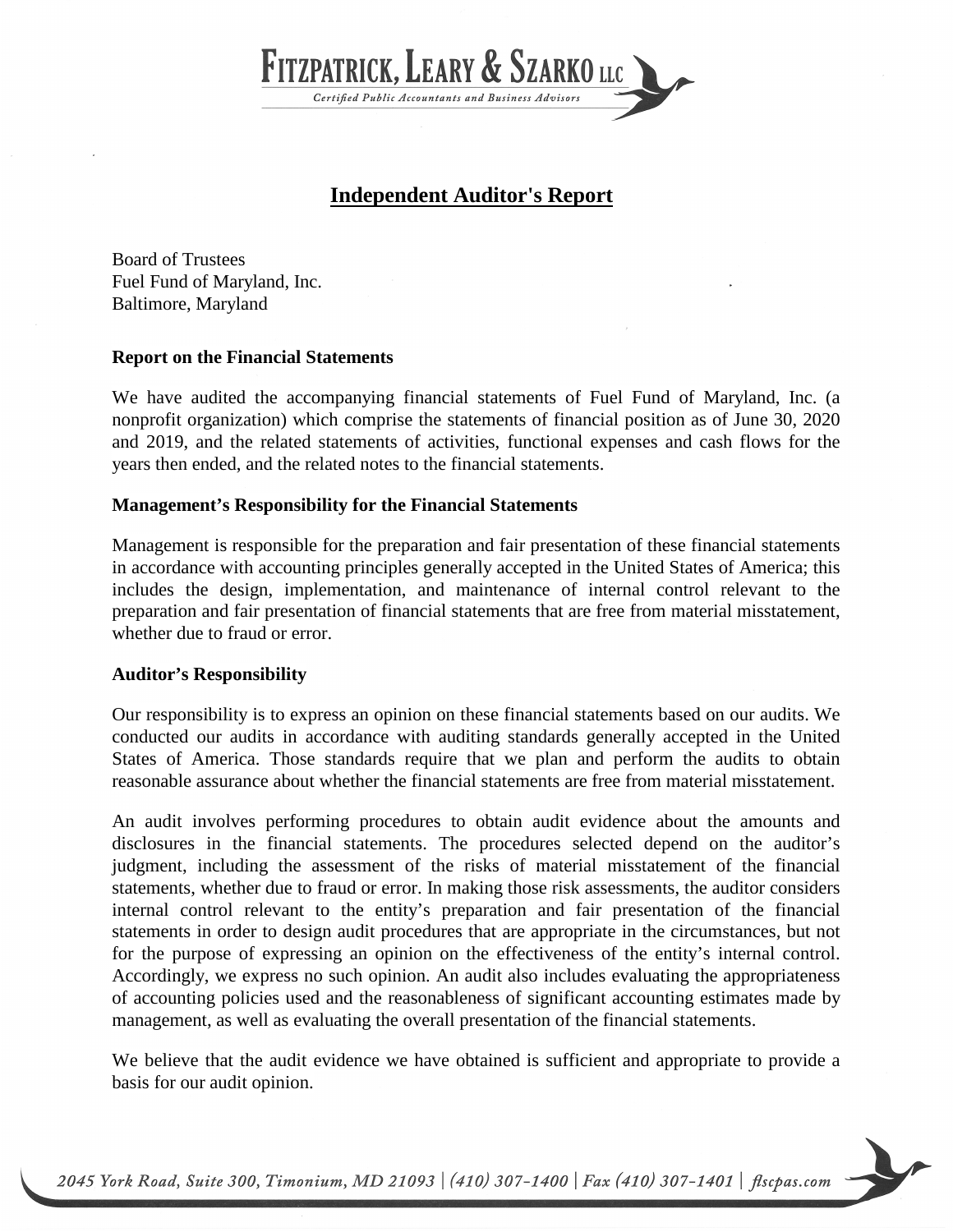# Independent Auditor's Report

Board of Trustees
Fuel Fund of Maryland, Inc.
Baltimore, Maryland

**Report on the Financial Statements**

We have audited the accompanying financial statements of Fuel Fund of Maryland, Inc. (a nonprofit organization) which comprise the statements of financial position as of June 30, 2020 and 2019, and the related statements of activities, functional expenses and cash flows for the years then ended, and the related notes to the financial statements.

**Management's Responsibility for the Financial Statements**

Management is responsible for the preparation and fair presentation of these financial statements in accordance with accounting principles generally accepted in the United States of America; this includes the design, implementation, and maintenance of internal control relevant to the preparation and fair presentation of financial statements that are free from material misstatement, whether due to fraud or error.

**Auditor's Responsibility**

Our responsibility is to express an opinion on these financial statements based on our audits. We conducted our audits in accordance with auditing standards generally accepted in the United States of America. Those standards require that we plan and perform the audits to obtain reasonable assurance about whether the financial statements are free from material misstatement.

An audit involves performing procedures to obtain audit evidence about the amounts and disclosures in the financial statements. The procedures selected depend on the auditor's judgment, including the assessment of the risks of material misstatement of the financial statements, whether due to fraud or error. In making those risk assessments, the auditor considers internal control relevant to the entity's preparation and fair presentation of the financial statements in order to design audit procedures that are appropriate in the circumstances, but not for the purpose of expressing an opinion on the effectiveness of the entity's internal control. Accordingly, we express no such opinion. An audit also includes evaluating the appropriateness of accounting policies used and the reasonableness of significant accounting estimates made by management, as well as evaluating the overall presentation of the financial statements.

We believe that the audit evidence we have obtained is sufficient and appropriate to provide a basis for our audit opinion.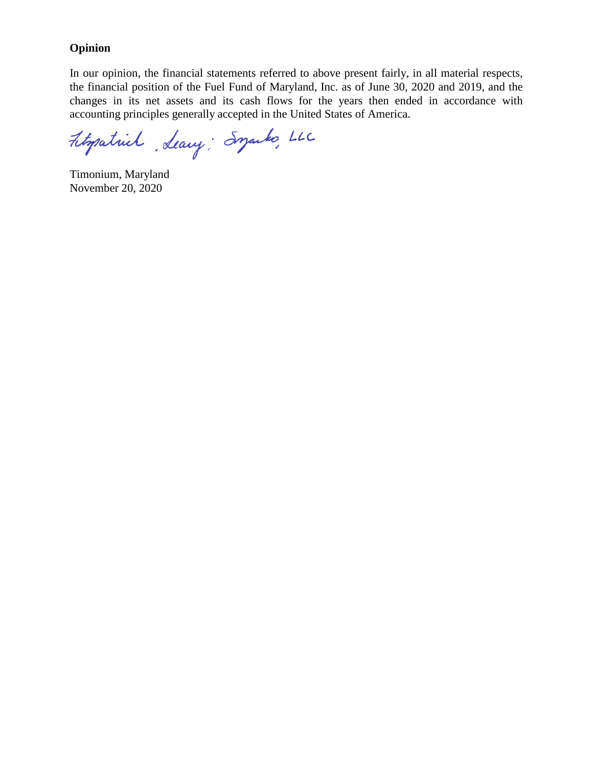**Opinion**

In our opinion, the financial statements referred to above present fairly, in all material respects, the financial position of the Fuel Fund of Maryland, Inc. as of June 30, 2020 and 2019, and the changes in its net assets and its cash flows for the years then ended in accordance with accounting principles generally accepted in the United States of America.

Fitzpatrick, Leary & Szymko, LLC

Timonium, Maryland
November 20, 2020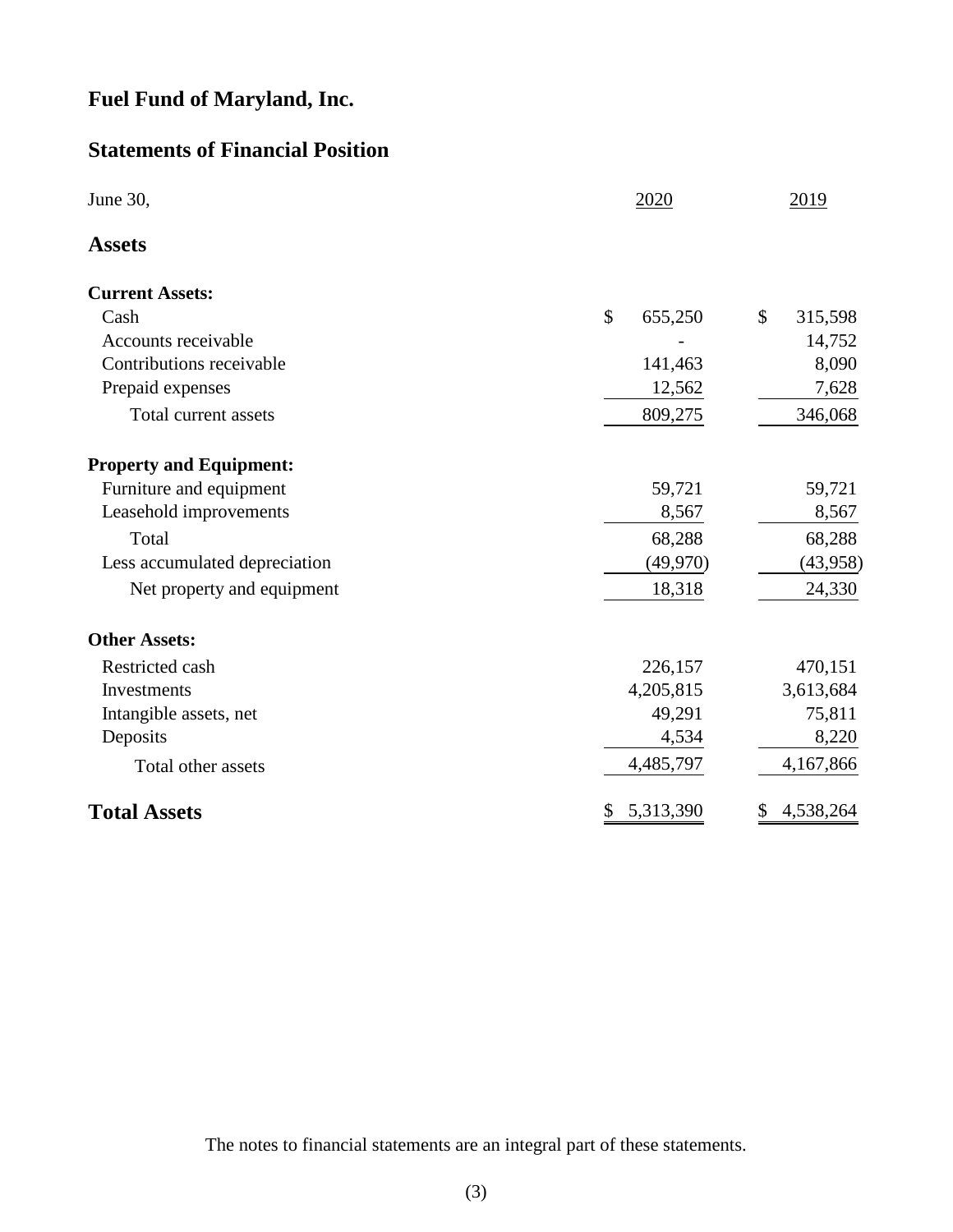# Fuel Fund of Maryland, Inc.

## Statements of Financial Position

| June 30, | 2020 | 2019 |
|---|---|---|
| **Assets** | | |
| **Current Assets:** | | |
| Cash | $ 655,250 | $ 315,598 |
| Accounts receivable | - | 14,752 |
| Contributions receivable | 141,463 | 8,090 |
| Prepaid expenses | 12,562 | 7,628 |
| Total current assets | 809,275 | 346,068 |
| **Property and Equipment:** | | |
| Furniture and equipment | 59,721 | 59,721 |
| Leasehold improvements | 8,567 | 8,567 |
| Total | 68,288 | 68,288 |
| Less accumulated depreciation | (49,970) | (43,958) |
| Net property and equipment | 18,318 | 24,330 |
| **Other Assets:** | | |
| Restricted cash | 226,157 | 470,151 |
| Investments | 4,205,815 | 3,613,684 |
| Intangible assets, net | 49,291 | 75,811 |
| Deposits | 4,534 | 8,220 |
| Total other assets | 4,485,797 | 4,167,866 |
| **Total Assets** | $ 5,313,390 | $ 4,538,264 |

The notes to financial statements are an integral part of these statements.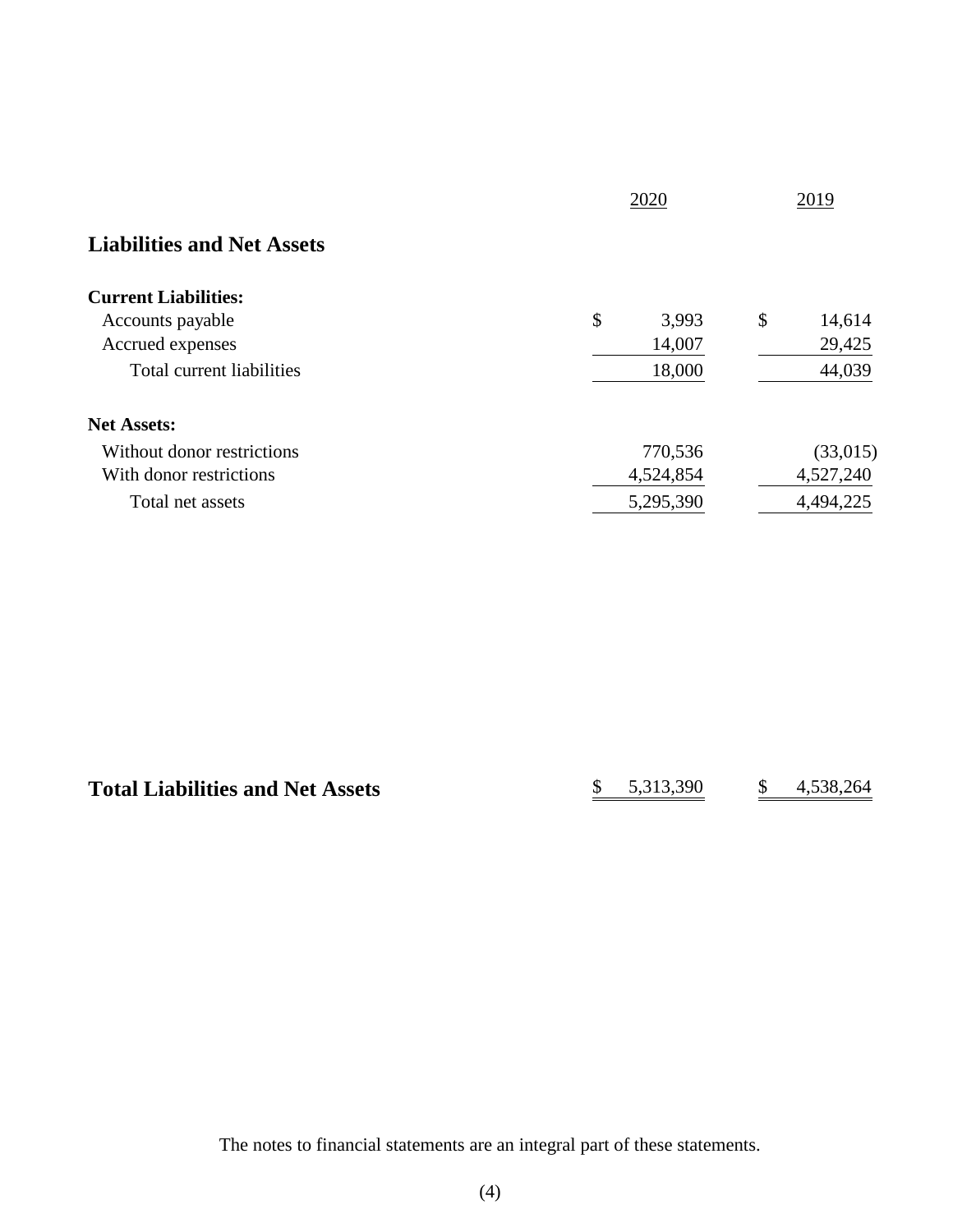| | 2020 | 2019 |
|---|---|---|
| **Liabilities and Net Assets** | | |
| **Current Liabilities:** | | |
| Accounts payable | $ 3,993 | $ 14,614 |
| Accrued expenses | 14,007 | 29,425 |
| Total current liabilities | 18,000 | 44,039 |
| **Net Assets:** | | |
| Without donor restrictions | 770,536 | (33,015) |
| With donor restrictions | 4,524,854 | 4,527,240 |
| Total net assets | 5,295,390 | 4,494,225 |
| **Total Liabilities and Net Assets** | $ 5,313,390 | $ 4,538,264 |

The notes to financial statements are an integral part of these statements.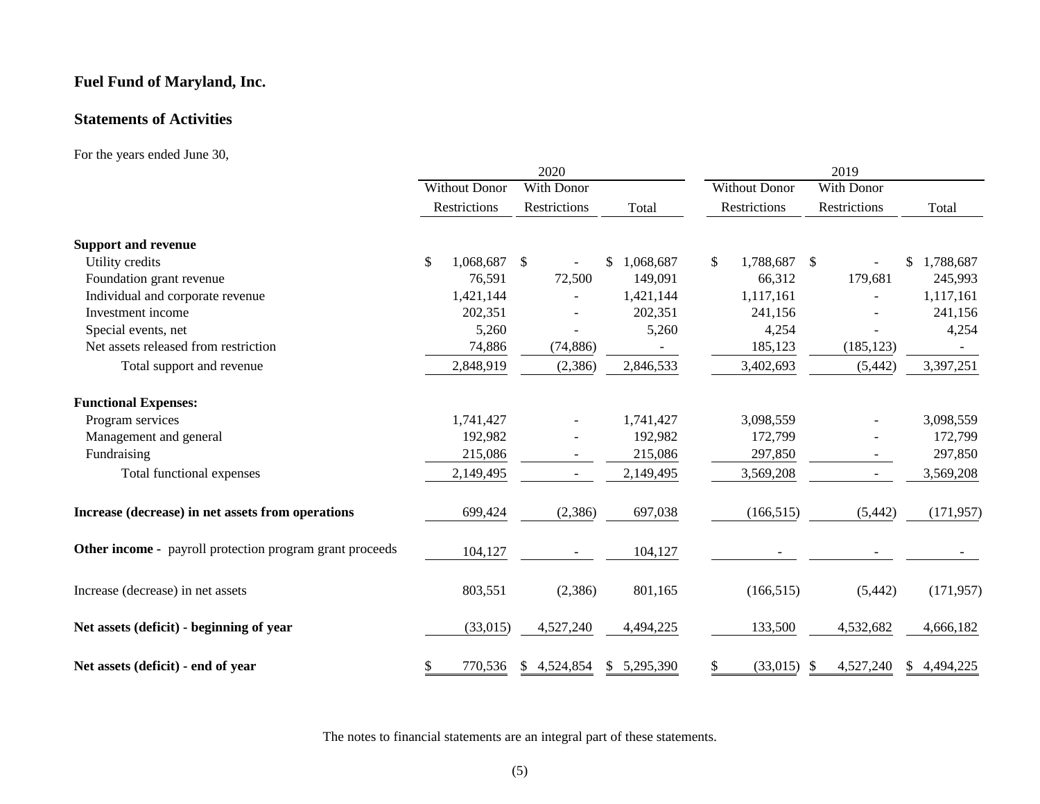# Fuel Fund of Maryland, Inc.

## Statements of Activities

For the years ended June 30,

| | 2020 | | | 2019 | | |
|---|---|---|---|---|---|---|
| | Without Donor Restrictions | With Donor Restrictions | Total | Without Donor Restrictions | With Donor Restrictions | Total |
| **Support and revenue** | | | | | | |
| Utility credits | $ 1,068,687 | $ - | $ 1,068,687 | $ 1,788,687 | $ - | $ 1,788,687 |
| Foundation grant revenue | 76,591 | 72,500 | 149,091 | 66,312 | 179,681 | 245,993 |
| Individual and corporate revenue | 1,421,144 | - | 1,421,144 | 1,117,161 | - | 1,117,161 |
| Investment income | 202,351 | - | 202,351 | 241,156 | - | 241,156 |
| Special events, net | 5,260 | - | 5,260 | 4,254 | - | 4,254 |
| Net assets released from restriction | 74,886 | (74,886) | - | 185,123 | (185,123) | - |
| Total support and revenue | 2,848,919 | (2,386) | 2,846,533 | 3,402,693 | (5,442) | 3,397,251 |
| **Functional Expenses:** | | | | | | |
| Program services | 1,741,427 | - | 1,741,427 | 3,098,559 | - | 3,098,559 |
| Management and general | 192,982 | - | 192,982 | 172,799 | - | 172,799 |
| Fundraising | 215,086 | - | 215,086 | 297,850 | - | 297,850 |
| Total functional expenses | 2,149,495 | - | 2,149,495 | 3,569,208 | - | 3,569,208 |
| **Increase (decrease) in net assets from operations** | 699,424 | (2,386) | 697,038 | (166,515) | (5,442) | (171,957) |
| **Other income -** payroll protection program grant proceeds | 104,127 | - | 104,127 | - | - | - |
| Increase (decrease) in net assets | 803,551 | (2,386) | 801,165 | (166,515) | (5,442) | (171,957) |
| **Net assets (deficit) - beginning of year** | (33,015) | 4,527,240 | 4,494,225 | 133,500 | 4,532,682 | 4,666,182 |
| **Net assets (deficit) - end of year** | $ 770,536 | $ 4,524,854 | $ 5,295,390 | $ (33,015) | $ 4,527,240 | $ 4,494,225 |

The notes to financial statements are an integral part of these statements.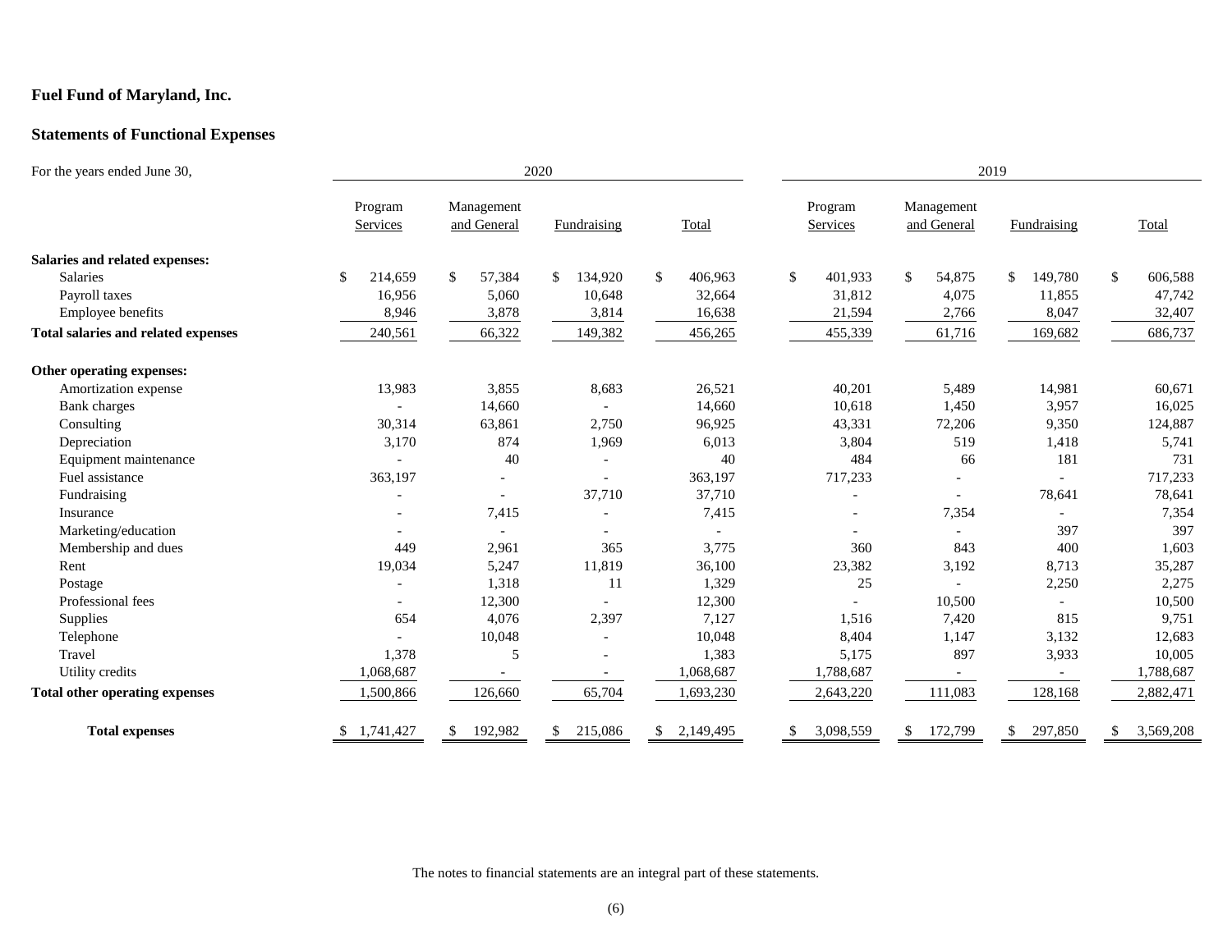**Fuel Fund of Maryland, Inc.**

**Statements of Functional Expenses**

| For the years ended June 30, | 2020 | | | | 2019 | | | |
|---|---|---|---|---|---|---|---|---|
| | Program Services | Management and General | Fundraising | Total | Program Services | Management and General | Fundraising | Total |
| **Salaries and related expenses:** | | | | | | | | |
| Salaries | $ 214,659 | $ 57,384 | $ 134,920 | $ 406,963 | $ 401,933 | $ 54,875 | $ 149,780 | $ 606,588 |
| Payroll taxes | 16,956 | 5,060 | 10,648 | 32,664 | 31,812 | 4,075 | 11,855 | 47,742 |
| Employee benefits | 8,946 | 3,878 | 3,814 | 16,638 | 21,594 | 2,766 | 8,047 | 32,407 |
| **Total salaries and related expenses** | 240,561 | 66,322 | 149,382 | 456,265 | 455,339 | 61,716 | 169,682 | 686,737 |
| **Other operating expenses:** | | | | | | | | |
| Amortization expense | 13,983 | 3,855 | 8,683 | 26,521 | 40,201 | 5,489 | 14,981 | 60,671 |
| Bank charges | - | 14,660 | - | 14,660 | 10,618 | 1,450 | 3,957 | 16,025 |
| Consulting | 30,314 | 63,861 | 2,750 | 96,925 | 43,331 | 72,206 | 9,350 | 124,887 |
| Depreciation | 3,170 | 874 | 1,969 | 6,013 | 3,804 | 519 | 1,418 | 5,741 |
| Equipment maintenance | - | 40 | - | 40 | 484 | 66 | 181 | 731 |
| Fuel assistance | 363,197 | - | - | 363,197 | 717,233 | - | - | 717,233 |
| Fundraising | - | - | 37,710 | 37,710 | - | - | 78,641 | 78,641 |
| Insurance | - | 7,415 | - | 7,415 | - | 7,354 | - | 7,354 |
| Marketing/education | - | - | - | - | - | - | 397 | 397 |
| Membership and dues | 449 | 2,961 | 365 | 3,775 | 360 | 843 | 400 | 1,603 |
| Rent | 19,034 | 5,247 | 11,819 | 36,100 | 23,382 | 3,192 | 8,713 | 35,287 |
| Postage | - | 1,318 | 11 | 1,329 | 25 | - | 2,250 | 2,275 |
| Professional fees | - | 12,300 | - | 12,300 | - | 10,500 | - | 10,500 |
| Supplies | 654 | 4,076 | 2,397 | 7,127 | 1,516 | 7,420 | 815 | 9,751 |
| Telephone | - | 10,048 | - | 10,048 | 8,404 | 1,147 | 3,132 | 12,683 |
| Travel | 1,378 | 5 | - | 1,383 | 5,175 | 897 | 3,933 | 10,005 |
| Utility credits | 1,068,687 | - | - | 1,068,687 | 1,788,687 | - | - | 1,788,687 |
| **Total other operating expenses** | 1,500,866 | 126,660 | 65,704 | 1,693,230 | 2,643,220 | 111,083 | 128,168 | 2,882,471 |
| **Total expenses** | $ 1,741,427 | $ 192,982 | $ 215,086 | $ 2,149,495 | $ 3,098,559 | $ 172,799 | $ 297,850 | $ 3,569,208 |

The notes to financial statements are an integral part of these statements.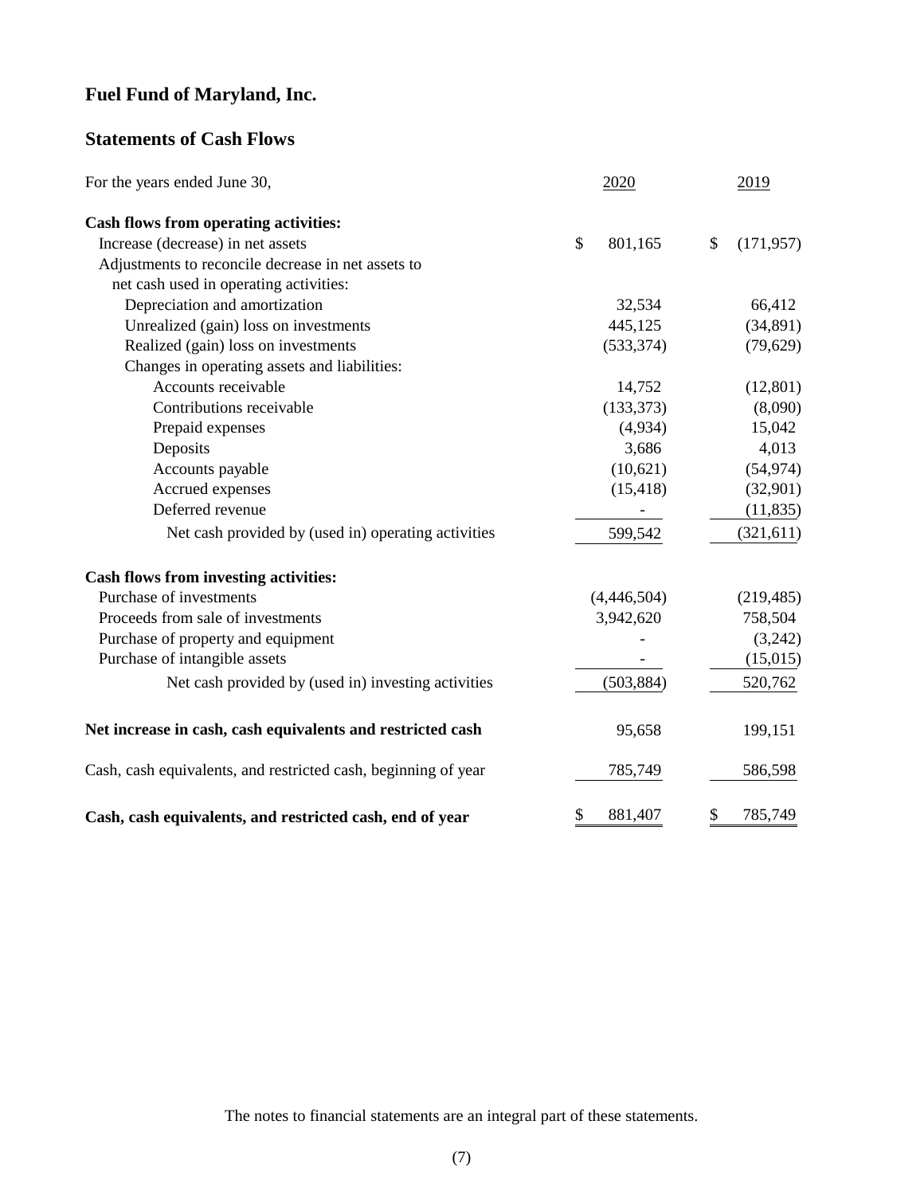# Fuel Fund of Maryland, Inc.

## Statements of Cash Flows

| For the years ended June 30, | 2020 | 2019 |
|---|---|---|
| **Cash flows from operating activities:** | | |
| Increase (decrease) in net assets | $ 801,165 | $ (171,957) |
| Adjustments to reconcile decrease in net assets to net cash used in operating activities: | | |
| Depreciation and amortization | 32,534 | 66,412 |
| Unrealized (gain) loss on investments | 445,125 | (34,891) |
| Realized (gain) loss on investments | (533,374) | (79,629) |
| Changes in operating assets and liabilities: | | |
| Accounts receivable | 14,752 | (12,801) |
| Contributions receivable | (133,373) | (8,090) |
| Prepaid expenses | (4,934) | 15,042 |
| Deposits | 3,686 | 4,013 |
| Accounts payable | (10,621) | (54,974) |
| Accrued expenses | (15,418) | (32,901) |
| Deferred revenue | - | (11,835) |
| Net cash provided by (used in) operating activities | 599,542 | (321,611) |
| **Cash flows from investing activities:** | | |
| Purchase of investments | (4,446,504) | (219,485) |
| Proceeds from sale of investments | 3,942,620 | 758,504 |
| Purchase of property and equipment | - | (3,242) |
| Purchase of intangible assets | - | (15,015) |
| Net cash provided by (used in) investing activities | (503,884) | 520,762 |
| **Net increase in cash, cash equivalents and restricted cash** | 95,658 | 199,151 |
| Cash, cash equivalents, and restricted cash, beginning of year | 785,749 | 586,598 |
| **Cash, cash equivalents, and restricted cash, end of year** | $ 881,407 | $ 785,749 |

The notes to financial statements are an integral part of these statements.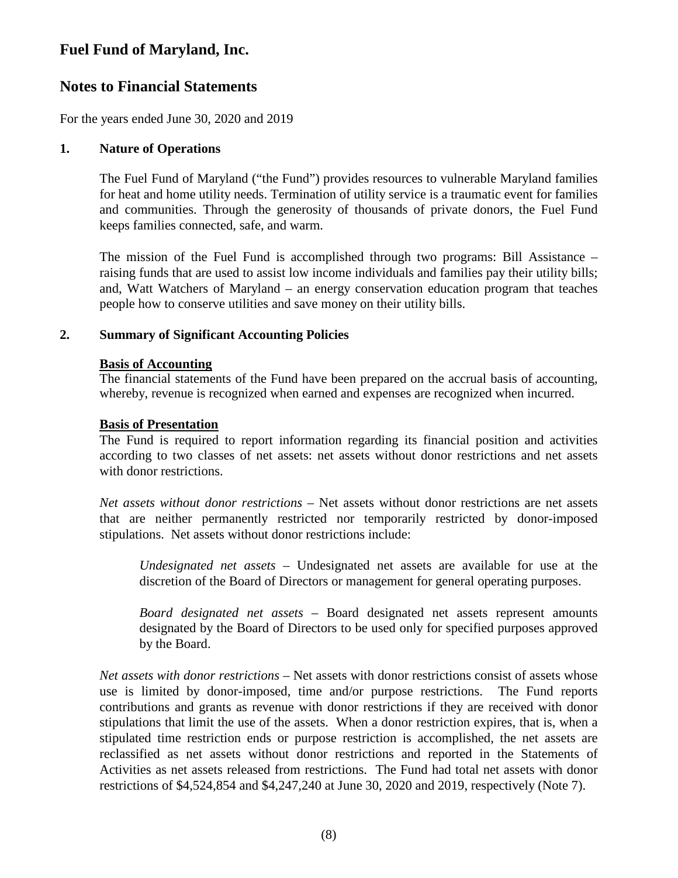# Fuel Fund of Maryland, Inc.

## Notes to Financial Statements

For the years ended June 30, 2020 and 2019

### 1. Nature of Operations

The Fuel Fund of Maryland ("the Fund") provides resources to vulnerable Maryland families for heat and home utility needs. Termination of utility service is a traumatic event for families and communities. Through the generosity of thousands of private donors, the Fuel Fund keeps families connected, safe, and warm.

The mission of the Fuel Fund is accomplished through two programs: Bill Assistance – raising funds that are used to assist low income individuals and families pay their utility bills; and, Watt Watchers of Maryland – an energy conservation education program that teaches people how to conserve utilities and save money on their utility bills.

### 2. Summary of Significant Accounting Policies

**Basis of Accounting**

The financial statements of the Fund have been prepared on the accrual basis of accounting, whereby, revenue is recognized when earned and expenses are recognized when incurred.

**Basis of Presentation**

The Fund is required to report information regarding its financial position and activities according to two classes of net assets: net assets without donor restrictions and net assets with donor restrictions.

*Net assets without donor restrictions* – Net assets without donor restrictions are net assets that are neither permanently restricted nor temporarily restricted by donor-imposed stipulations. Net assets without donor restrictions include:

*Undesignated net assets* – Undesignated net assets are available for use at the discretion of the Board of Directors or management for general operating purposes.

*Board designated net assets* – Board designated net assets represent amounts designated by the Board of Directors to be used only for specified purposes approved by the Board.

*Net assets with donor restrictions* – Net assets with donor restrictions consist of assets whose use is limited by donor-imposed, time and/or purpose restrictions. The Fund reports contributions and grants as revenue with donor restrictions if they are received with donor stipulations that limit the use of the assets. When a donor restriction expires, that is, when a stipulated time restriction ends or purpose restriction is accomplished, the net assets are reclassified as net assets without donor restrictions and reported in the Statements of Activities as net assets released from restrictions. The Fund had total net assets with donor restrictions of $4,524,854 and $4,247,240 at June 30, 2020 and 2019, respectively (Note 7).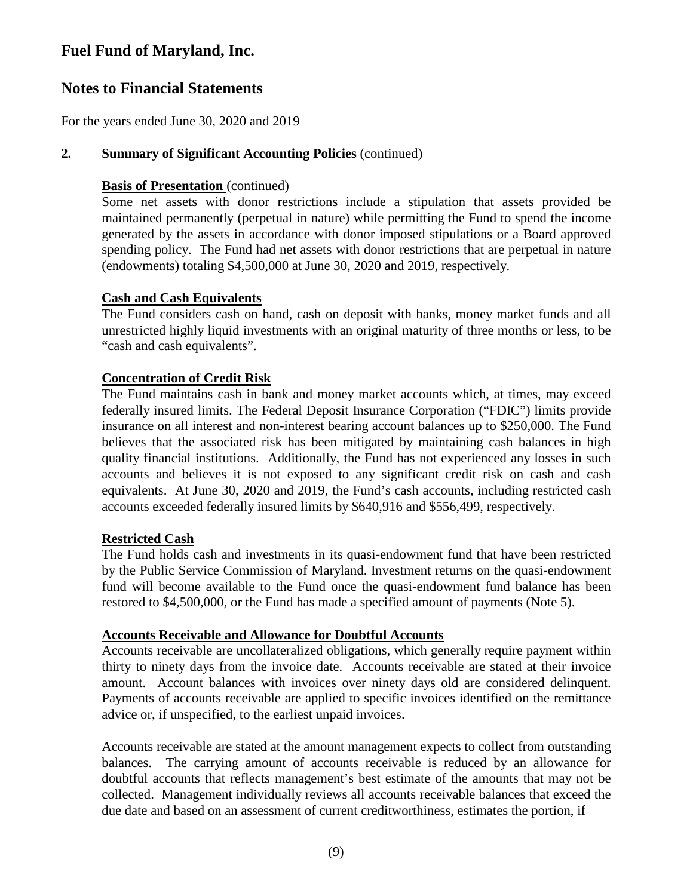# Fuel Fund of Maryland, Inc.

## Notes to Financial Statements

For the years ended June 30, 2020 and 2019

**2. Summary of Significant Accounting Policies** (continued)

**Basis of Presentation** (continued)

Some net assets with donor restrictions include a stipulation that assets provided be maintained permanently (perpetual in nature) while permitting the Fund to spend the income generated by the assets in accordance with donor imposed stipulations or a Board approved spending policy. The Fund had net assets with donor restrictions that are perpetual in nature (endowments) totaling $4,500,000 at June 30, 2020 and 2019, respectively.

**Cash and Cash Equivalents**

The Fund considers cash on hand, cash on deposit with banks, money market funds and all unrestricted highly liquid investments with an original maturity of three months or less, to be "cash and cash equivalents".

**Concentration of Credit Risk**

The Fund maintains cash in bank and money market accounts which, at times, may exceed federally insured limits. The Federal Deposit Insurance Corporation ("FDIC") limits provide insurance on all interest and non-interest bearing account balances up to $250,000. The Fund believes that the associated risk has been mitigated by maintaining cash balances in high quality financial institutions. Additionally, the Fund has not experienced any losses in such accounts and believes it is not exposed to any significant credit risk on cash and cash equivalents. At June 30, 2020 and 2019, the Fund's cash accounts, including restricted cash accounts exceeded federally insured limits by $640,916 and $556,499, respectively.

**Restricted Cash**

The Fund holds cash and investments in its quasi-endowment fund that have been restricted by the Public Service Commission of Maryland. Investment returns on the quasi-endowment fund will become available to the Fund once the quasi-endowment fund balance has been restored to $4,500,000, or the Fund has made a specified amount of payments (Note 5).

**Accounts Receivable and Allowance for Doubtful Accounts**

Accounts receivable are uncollateralized obligations, which generally require payment within thirty to ninety days from the invoice date. Accounts receivable are stated at their invoice amount. Account balances with invoices over ninety days old are considered delinquent. Payments of accounts receivable are applied to specific invoices identified on the remittance advice or, if unspecified, to the earliest unpaid invoices.

Accounts receivable are stated at the amount management expects to collect from outstanding balances. The carrying amount of accounts receivable is reduced by an allowance for doubtful accounts that reflects management's best estimate of the amounts that may not be collected. Management individually reviews all accounts receivable balances that exceed the due date and based on an assessment of current creditworthiness, estimates the portion, if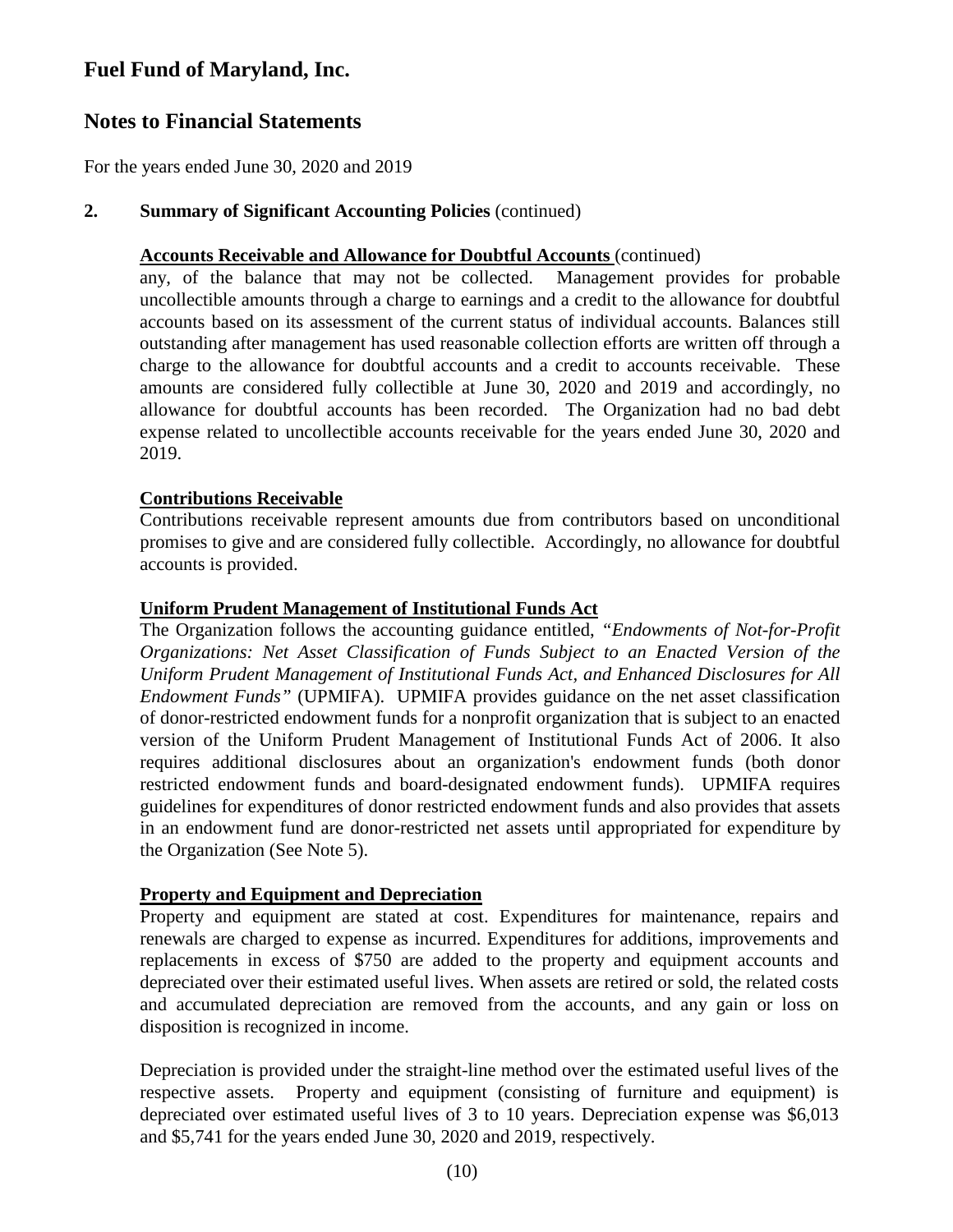# Fuel Fund of Maryland, Inc.

## Notes to Financial Statements

For the years ended June 30, 2020 and 2019

**2. Summary of Significant Accounting Policies** (continued)

**Accounts Receivable and Allowance for Doubtful Accounts** (continued)

any, of the balance that may not be collected. Management provides for probable uncollectible amounts through a charge to earnings and a credit to the allowance for doubtful accounts based on its assessment of the current status of individual accounts. Balances still outstanding after management has used reasonable collection efforts are written off through a charge to the allowance for doubtful accounts and a credit to accounts receivable. These amounts are considered fully collectible at June 30, 2020 and 2019 and accordingly, no allowance for doubtful accounts has been recorded. The Organization had no bad debt expense related to uncollectible accounts receivable for the years ended June 30, 2020 and 2019.

**Contributions Receivable**

Contributions receivable represent amounts due from contributors based on unconditional promises to give and are considered fully collectible. Accordingly, no allowance for doubtful accounts is provided.

**Uniform Prudent Management of Institutional Funds Act**

The Organization follows the accounting guidance entitled, *"Endowments of Not-for-Profit Organizations: Net Asset Classification of Funds Subject to an Enacted Version of the Uniform Prudent Management of Institutional Funds Act, and Enhanced Disclosures for All Endowment Funds"* (UPMIFA). UPMIFA provides guidance on the net asset classification of donor-restricted endowment funds for a nonprofit organization that is subject to an enacted version of the Uniform Prudent Management of Institutional Funds Act of 2006. It also requires additional disclosures about an organization's endowment funds (both donor restricted endowment funds and board-designated endowment funds). UPMIFA requires guidelines for expenditures of donor restricted endowment funds and also provides that assets in an endowment fund are donor-restricted net assets until appropriated for expenditure by the Organization (See Note 5).

**Property and Equipment and Depreciation**

Property and equipment are stated at cost. Expenditures for maintenance, repairs and renewals are charged to expense as incurred. Expenditures for additions, improvements and replacements in excess of $750 are added to the property and equipment accounts and depreciated over their estimated useful lives. When assets are retired or sold, the related costs and accumulated depreciation are removed from the accounts, and any gain or loss on disposition is recognized in income.

Depreciation is provided under the straight-line method over the estimated useful lives of the respective assets. Property and equipment (consisting of furniture and equipment) is depreciated over estimated useful lives of 3 to 10 years. Depreciation expense was $6,013 and $5,741 for the years ended June 30, 2020 and 2019, respectively.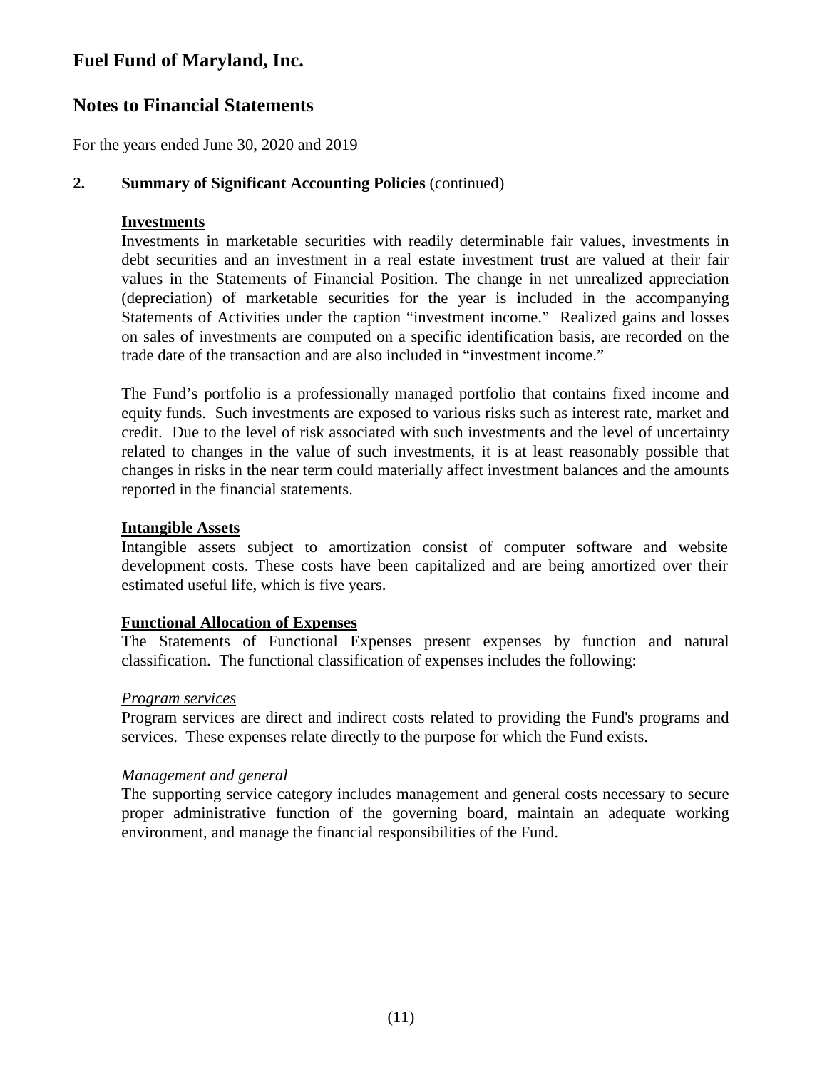# Fuel Fund of Maryland, Inc.

## Notes to Financial Statements

For the years ended June 30, 2020 and 2019

**2. Summary of Significant Accounting Policies** (continued)

**Investments**

Investments in marketable securities with readily determinable fair values, investments in debt securities and an investment in a real estate investment trust are valued at their fair values in the Statements of Financial Position. The change in net unrealized appreciation (depreciation) of marketable securities for the year is included in the accompanying Statements of Activities under the caption "investment income." Realized gains and losses on sales of investments are computed on a specific identification basis, are recorded on the trade date of the transaction and are also included in "investment income."

The Fund's portfolio is a professionally managed portfolio that contains fixed income and equity funds. Such investments are exposed to various risks such as interest rate, market and credit. Due to the level of risk associated with such investments and the level of uncertainty related to changes in the value of such investments, it is at least reasonably possible that changes in risks in the near term could materially affect investment balances and the amounts reported in the financial statements.

**Intangible Assets**

Intangible assets subject to amortization consist of computer software and website development costs. These costs have been capitalized and are being amortized over their estimated useful life, which is five years.

**Functional Allocation of Expenses**

The Statements of Functional Expenses present expenses by function and natural classification. The functional classification of expenses includes the following:

*Program services*

Program services are direct and indirect costs related to providing the Fund's programs and services. These expenses relate directly to the purpose for which the Fund exists.

*Management and general*

The supporting service category includes management and general costs necessary to secure proper administrative function of the governing board, maintain an adequate working environment, and manage the financial responsibilities of the Fund.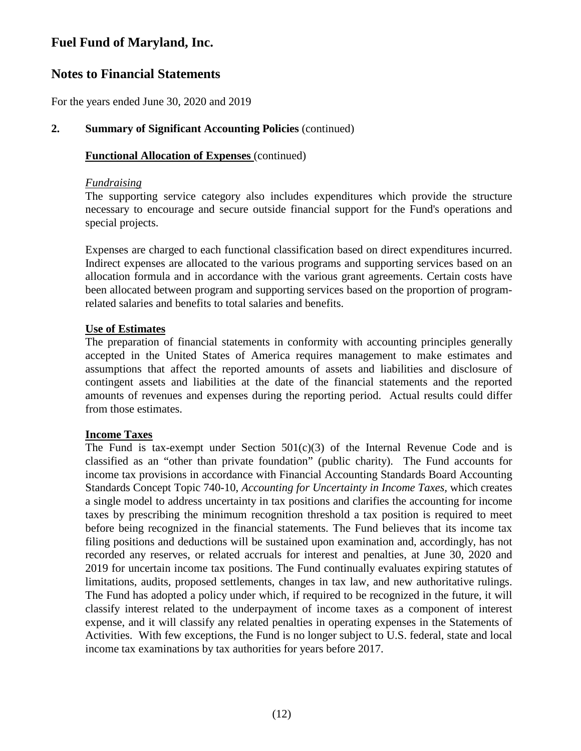# Fuel Fund of Maryland, Inc.

## Notes to Financial Statements

For the years ended June 30, 2020 and 2019

### 2. Summary of Significant Accounting Policies (continued)

**Functional Allocation of Expenses** (continued)

*Fundraising*

The supporting service category also includes expenditures which provide the structure necessary to encourage and secure outside financial support for the Fund's operations and special projects.

Expenses are charged to each functional classification based on direct expenditures incurred. Indirect expenses are allocated to the various programs and supporting services based on an allocation formula and in accordance with the various grant agreements. Certain costs have been allocated between program and supporting services based on the proportion of program-related salaries and benefits to total salaries and benefits.

**Use of Estimates**

The preparation of financial statements in conformity with accounting principles generally accepted in the United States of America requires management to make estimates and assumptions that affect the reported amounts of assets and liabilities and disclosure of contingent assets and liabilities at the date of the financial statements and the reported amounts of revenues and expenses during the reporting period. Actual results could differ from those estimates.

**Income Taxes**

The Fund is tax-exempt under Section 501(c)(3) of the Internal Revenue Code and is classified as an "other than private foundation" (public charity). The Fund accounts for income tax provisions in accordance with Financial Accounting Standards Board Accounting Standards Concept Topic 740-10, *Accounting for Uncertainty in Income Taxes,* which creates a single model to address uncertainty in tax positions and clarifies the accounting for income taxes by prescribing the minimum recognition threshold a tax position is required to meet before being recognized in the financial statements. The Fund believes that its income tax filing positions and deductions will be sustained upon examination and, accordingly, has not recorded any reserves, or related accruals for interest and penalties, at June 30, 2020 and 2019 for uncertain income tax positions. The Fund continually evaluates expiring statutes of limitations, audits, proposed settlements, changes in tax law, and new authoritative rulings. The Fund has adopted a policy under which, if required to be recognized in the future, it will classify interest related to the underpayment of income taxes as a component of interest expense, and it will classify any related penalties in operating expenses in the Statements of Activities. With few exceptions, the Fund is no longer subject to U.S. federal, state and local income tax examinations by tax authorities for years before 2017.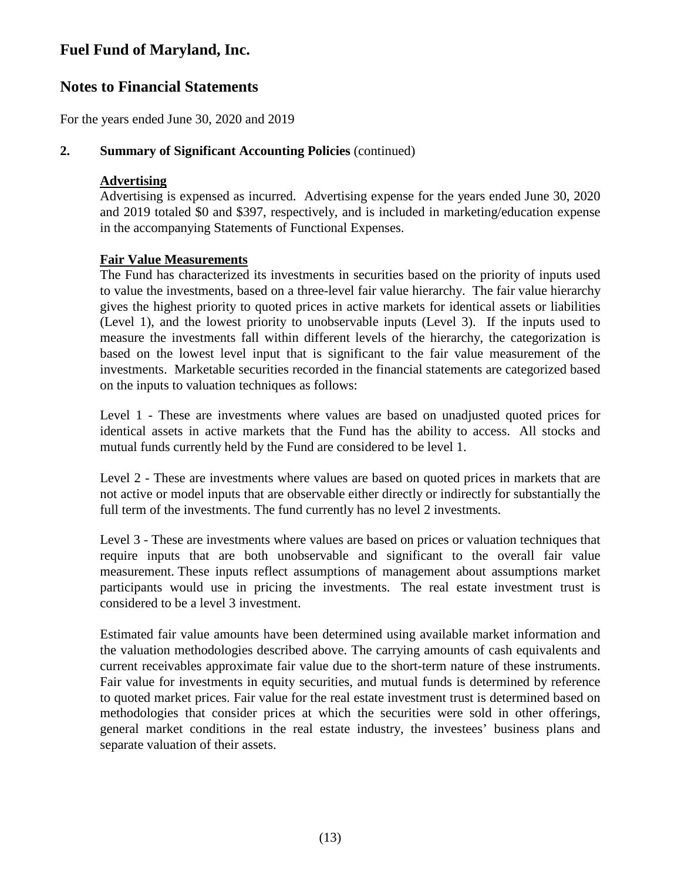# Fuel Fund of Maryland, Inc.

## Notes to Financial Statements

For the years ended June 30, 2020 and 2019

**2. Summary of Significant Accounting Policies** (continued)

**Advertising**

Advertising is expensed as incurred. Advertising expense for the years ended June 30, 2020 and 2019 totaled $0 and $397, respectively, and is included in marketing/education expense in the accompanying Statements of Functional Expenses.

**Fair Value Measurements**

The Fund has characterized its investments in securities based on the priority of inputs used to value the investments, based on a three-level fair value hierarchy. The fair value hierarchy gives the highest priority to quoted prices in active markets for identical assets or liabilities (Level 1), and the lowest priority to unobservable inputs (Level 3). If the inputs used to measure the investments fall within different levels of the hierarchy, the categorization is based on the lowest level input that is significant to the fair value measurement of the investments. Marketable securities recorded in the financial statements are categorized based on the inputs to valuation techniques as follows:

Level 1 - These are investments where values are based on unadjusted quoted prices for identical assets in active markets that the Fund has the ability to access. All stocks and mutual funds currently held by the Fund are considered to be level 1.

Level 2 - These are investments where values are based on quoted prices in markets that are not active or model inputs that are observable either directly or indirectly for substantially the full term of the investments. The fund currently has no level 2 investments.

Level 3 - These are investments where values are based on prices or valuation techniques that require inputs that are both unobservable and significant to the overall fair value measurement. These inputs reflect assumptions of management about assumptions market participants would use in pricing the investments. The real estate investment trust is considered to be a level 3 investment.

Estimated fair value amounts have been determined using available market information and the valuation methodologies described above. The carrying amounts of cash equivalents and current receivables approximate fair value due to the short-term nature of these instruments. Fair value for investments in equity securities, and mutual funds is determined by reference to quoted market prices. Fair value for the real estate investment trust is determined based on methodologies that consider prices at which the securities were sold in other offerings, general market conditions in the real estate industry, the investees' business plans and separate valuation of their assets.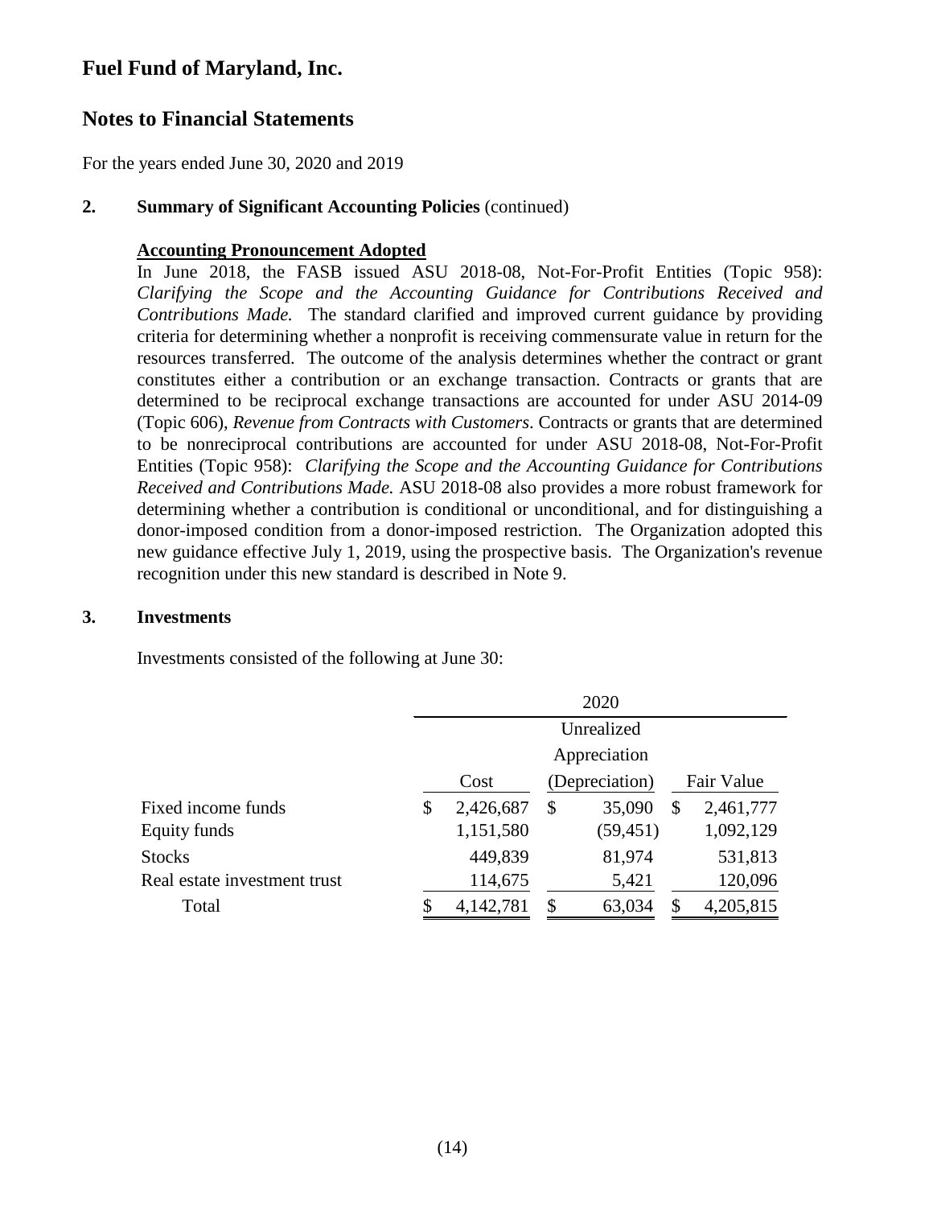# Fuel Fund of Maryland, Inc.

## Notes to Financial Statements

For the years ended June 30, 2020 and 2019

### 2. Summary of Significant Accounting Policies (continued)

**Accounting Pronouncement Adopted**

In June 2018, the FASB issued ASU 2018-08, Not-For-Profit Entities (Topic 958): *Clarifying the Scope and the Accounting Guidance for Contributions Received and Contributions Made.* The standard clarified and improved current guidance by providing criteria for determining whether a nonprofit is receiving commensurate value in return for the resources transferred. The outcome of the analysis determines whether the contract or grant constitutes either a contribution or an exchange transaction. Contracts or grants that are determined to be reciprocal exchange transactions are accounted for under ASU 2014-09 (Topic 606), *Revenue from Contracts with Customers*. Contracts or grants that are determined to be nonreciprocal contributions are accounted for under ASU 2018-08, Not-For-Profit Entities (Topic 958): *Clarifying the Scope and the Accounting Guidance for Contributions Received and Contributions Made.* ASU 2018-08 also provides a more robust framework for determining whether a contribution is conditional or unconditional, and for distinguishing a donor-imposed condition from a donor-imposed restriction. The Organization adopted this new guidance effective July 1, 2019, using the prospective basis. The Organization's revenue recognition under this new standard is described in Note 9.

### 3. Investments

Investments consisted of the following at June 30:

| | 2020 | | |
|---|---|---|---|
| | Cost | Unrealized Appreciation (Depreciation) | Fair Value |
| Fixed income funds | $ 2,426,687 | $ 35,090 | $ 2,461,777 |
| Equity funds | 1,151,580 | (59,451) | 1,092,129 |
| Stocks | 449,839 | 81,974 | 531,813 |
| Real estate investment trust | 114,675 | 5,421 | 120,096 |
| Total | $ 4,142,781 | $ 63,034 | $ 4,205,815 |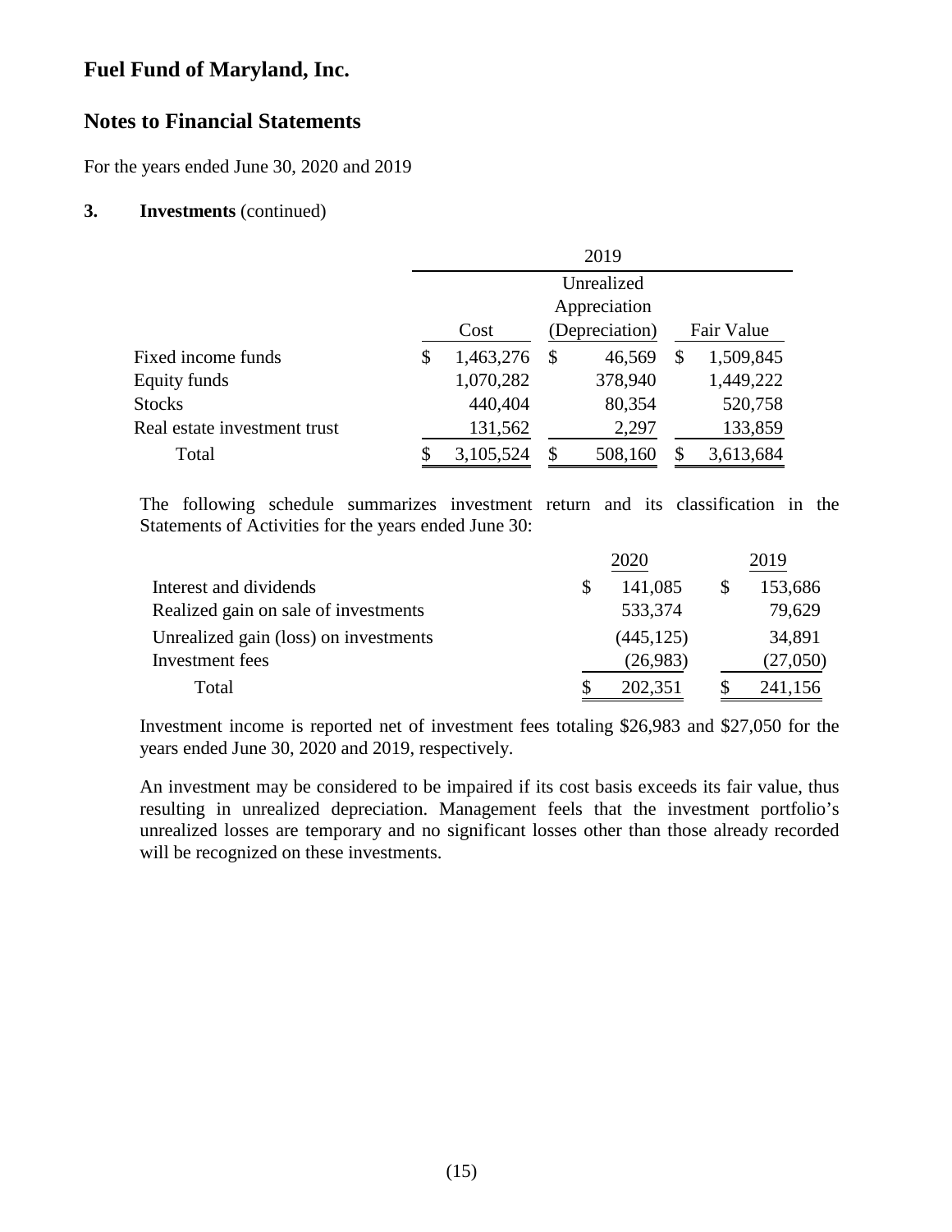# Fuel Fund of Maryland, Inc.

## Notes to Financial Statements

For the years ended June 30, 2020 and 2019

**3. Investments** (continued)

| | 2019 | | |
|---|---|---|---|
| | Cost | Unrealized Appreciation (Depreciation) | Fair Value |
| Fixed income funds | $ 1,463,276 | $ 46,569 | $ 1,509,845 |
| Equity funds | 1,070,282 | 378,940 | 1,449,222 |
| Stocks | 440,404 | 80,354 | 520,758 |
| Real estate investment trust | 131,562 | 2,297 | 133,859 |
| Total | $ 3,105,524 | $ 508,160 | $ 3,613,684 |

The following schedule summarizes investment return and its classification in the Statements of Activities for the years ended June 30:

| | 2020 | 2019 |
|---|---|---|
| Interest and dividends | $ 141,085 | $ 153,686 |
| Realized gain on sale of investments | 533,374 | 79,629 |
| Unrealized gain (loss) on investments | (445,125) | 34,891 |
| Investment fees | (26,983) | (27,050) |
| Total | $ 202,351 | $ 241,156 |

Investment income is reported net of investment fees totaling $26,983 and $27,050 for the years ended June 30, 2020 and 2019, respectively.

An investment may be considered to be impaired if its cost basis exceeds its fair value, thus resulting in unrealized depreciation. Management feels that the investment portfolio's unrealized losses are temporary and no significant losses other than those already recorded will be recognized on these investments.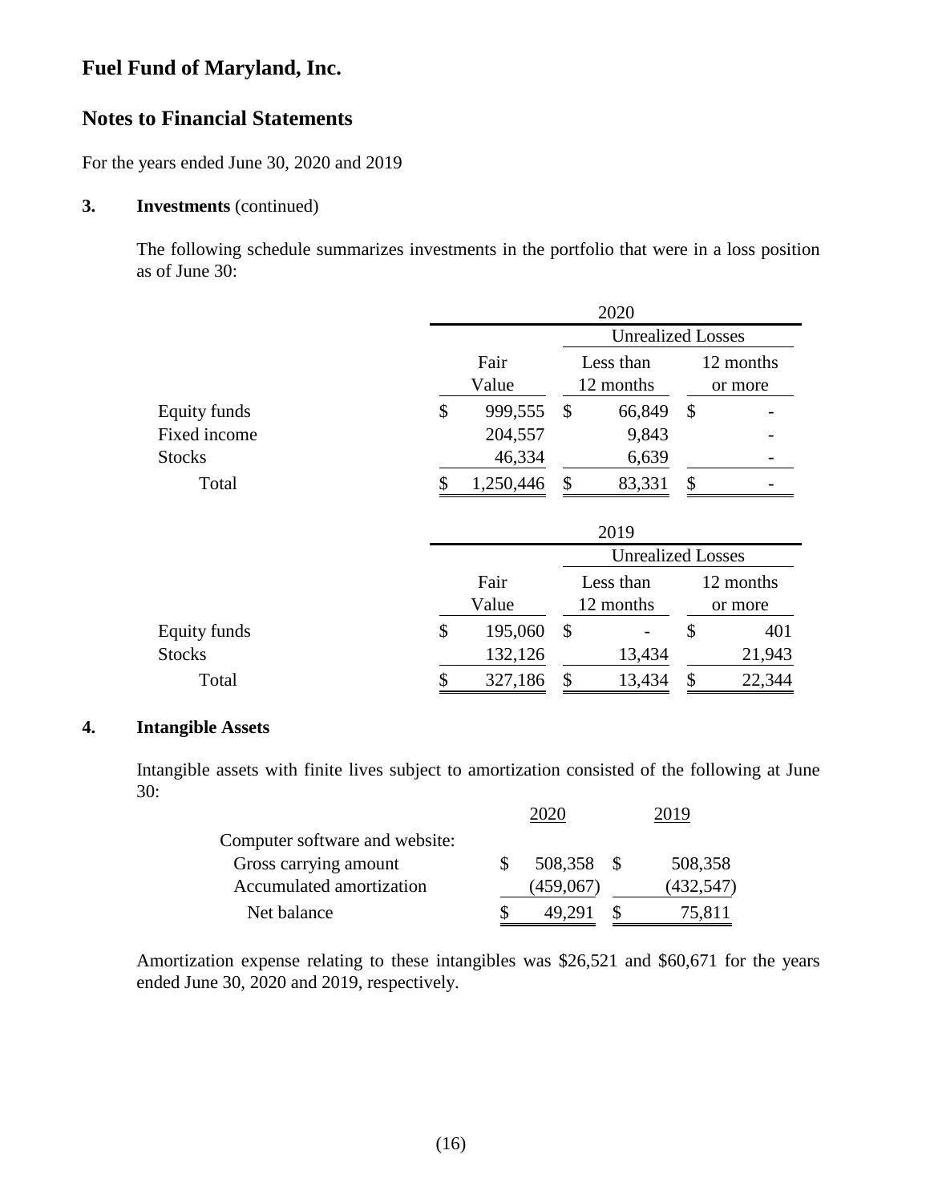# Fuel Fund of Maryland, Inc.

## Notes to Financial Statements

For the years ended June 30, 2020 and 2019

**3. Investments** (continued)

The following schedule summarizes investments in the portfolio that were in a loss position as of June 30:

| | 2020 | | |
|---|---|---|---|
| | | Unrealized Losses | |
| | Fair Value | Less than 12 months | 12 months or more |
| Equity funds | $ 999,555 | $ 66,849 | $ - |
| Fixed income | 204,557 | 9,843 | - |
| Stocks | 46,334 | 6,639 | - |
| Total | $ 1,250,446 | $ 83,331 | $ - |

| | 2019 | | |
|---|---|---|---|
| | | Unrealized Losses | |
| | Fair Value | Less than 12 months | 12 months or more |
| Equity funds | $ 195,060 | $ - | $ 401 |
| Stocks | 132,126 | 13,434 | 21,943 |
| Total | $ 327,186 | $ 13,434 | $ 22,344 |

**4. Intangible Assets**

Intangible assets with finite lives subject to amortization consisted of the following at June 30:

| | 2020 | 2019 |
|---|---|---|
| Computer software and website: | | |
| Gross carrying amount | $ 508,358 | $ 508,358 |
| Accumulated amortization | (459,067) | (432,547) |
| Net balance | $ 49,291 | $ 75,811 |

Amortization expense relating to these intangibles was $26,521 and $60,671 for the years ended June 30, 2020 and 2019, respectively.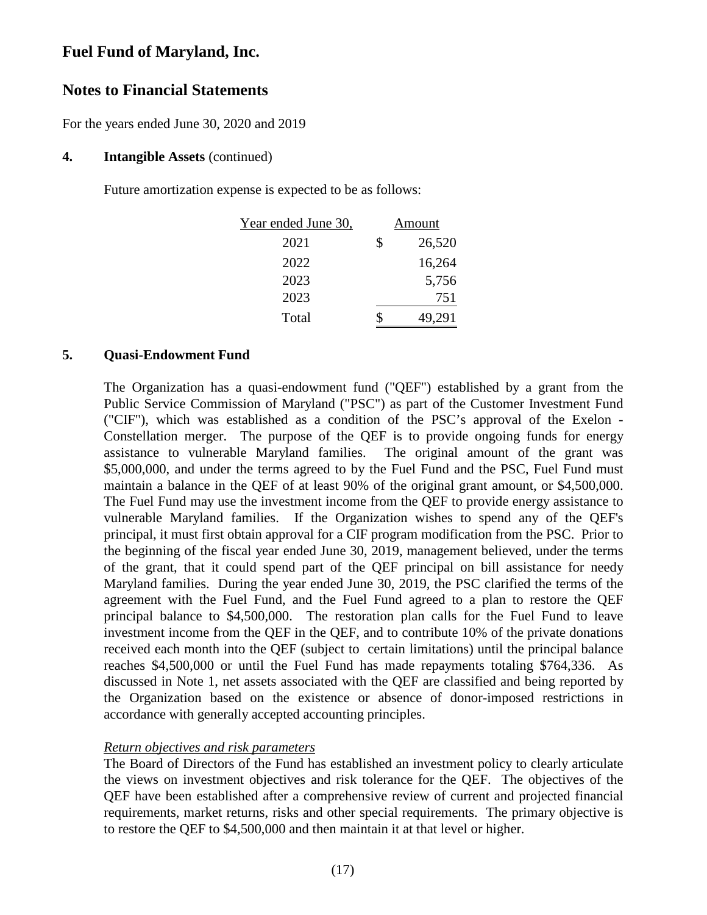# Fuel Fund of Maryland, Inc.

## Notes to Financial Statements

For the years ended June 30, 2020 and 2019

**4. Intangible Assets** (continued)

Future amortization expense is expected to be as follows:

| Year ended June 30, | Amount |
|---|---|
| 2021 | $ 26,520 |
| 2022 | 16,264 |
| 2023 | 5,756 |
| 2023 | 751 |
| Total | $ 49,291 |

**5. Quasi-Endowment Fund**

The Organization has a quasi-endowment fund ("QEF") established by a grant from the Public Service Commission of Maryland ("PSC") as part of the Customer Investment Fund ("CIF"), which was established as a condition of the PSC's approval of the Exelon - Constellation merger. The purpose of the QEF is to provide ongoing funds for energy assistance to vulnerable Maryland families. The original amount of the grant was $5,000,000, and under the terms agreed to by the Fuel Fund and the PSC, Fuel Fund must maintain a balance in the QEF of at least 90% of the original grant amount, or $4,500,000. The Fuel Fund may use the investment income from the QEF to provide energy assistance to vulnerable Maryland families. If the Organization wishes to spend any of the QEF's principal, it must first obtain approval for a CIF program modification from the PSC. Prior to the beginning of the fiscal year ended June 30, 2019, management believed, under the terms of the grant, that it could spend part of the QEF principal on bill assistance for needy Maryland families. During the year ended June 30, 2019, the PSC clarified the terms of the agreement with the Fuel Fund, and the Fuel Fund agreed to a plan to restore the QEF principal balance to $4,500,000. The restoration plan calls for the Fuel Fund to leave investment income from the QEF in the QEF, and to contribute 10% of the private donations received each month into the QEF (subject to certain limitations) until the principal balance reaches $4,500,000 or until the Fuel Fund has made repayments totaling $764,336. As discussed in Note 1, net assets associated with the QEF are classified and being reported by the Organization based on the existence or absence of donor-imposed restrictions in accordance with generally accepted accounting principles.

*Return objectives and risk parameters*

The Board of Directors of the Fund has established an investment policy to clearly articulate the views on investment objectives and risk tolerance for the QEF. The objectives of the QEF have been established after a comprehensive review of current and projected financial requirements, market returns, risks and other special requirements. The primary objective is to restore the QEF to $4,500,000 and then maintain it at that level or higher.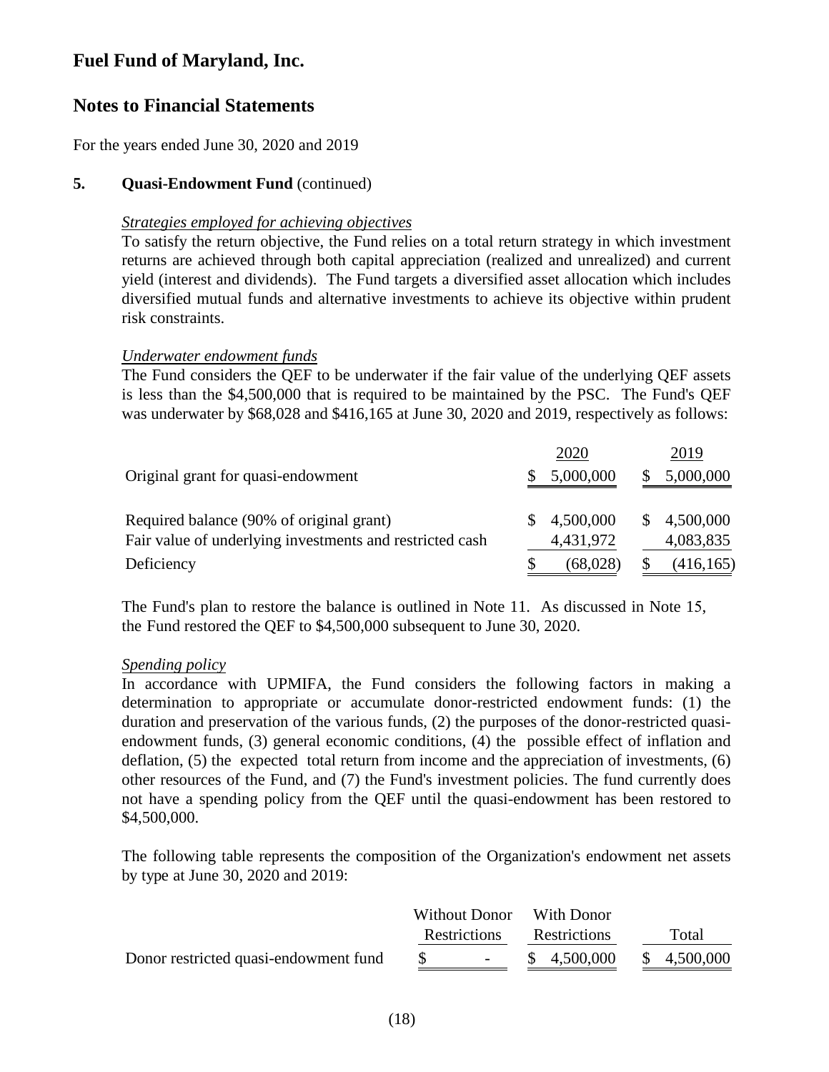# Fuel Fund of Maryland, Inc.

## Notes to Financial Statements

For the years ended June 30, 2020 and 2019

**5. Quasi-Endowment Fund** (continued)

*Strategies employed for achieving objectives*

To satisfy the return objective, the Fund relies on a total return strategy in which investment returns are achieved through both capital appreciation (realized and unrealized) and current yield (interest and dividends). The Fund targets a diversified asset allocation which includes diversified mutual funds and alternative investments to achieve its objective within prudent risk constraints.

*Underwater endowment funds*

The Fund considers the QEF to be underwater if the fair value of the underlying QEF assets is less than the $4,500,000 that is required to be maintained by the PSC. The Fund's QEF was underwater by $68,028 and $416,165 at June 30, 2020 and 2019, respectively as follows:

| | 2020 | 2019 |
|---|---|---|
| Original grant for quasi-endowment | $ 5,000,000 | $ 5,000,000 |
| Required balance (90% of original grant) | $ 4,500,000 | $ 4,500,000 |
| Fair value of underlying investments and restricted cash | 4,431,972 | 4,083,835 |
| Deficiency | $ (68,028) | $ (416,165) |

The Fund's plan to restore the balance is outlined in Note 11. As discussed in Note 15, the Fund restored the QEF to $4,500,000 subsequent to June 30, 2020.

*Spending policy*

In accordance with UPMIFA, the Fund considers the following factors in making a determination to appropriate or accumulate donor-restricted endowment funds: (1) the duration and preservation of the various funds, (2) the purposes of the donor-restricted quasi-endowment funds, (3) general economic conditions, (4) the possible effect of inflation and deflation, (5) the expected total return from income and the appreciation of investments, (6) other resources of the Fund, and (7) the Fund's investment policies. The fund currently does not have a spending policy from the QEF until the quasi-endowment has been restored to $4,500,000.

The following table represents the composition of the Organization's endowment net assets by type at June 30, 2020 and 2019:

| | Without Donor Restrictions | With Donor Restrictions | Total |
|---|---|---|---|
| Donor restricted quasi-endowment fund | $ - | $ 4,500,000 | $ 4,500,000 |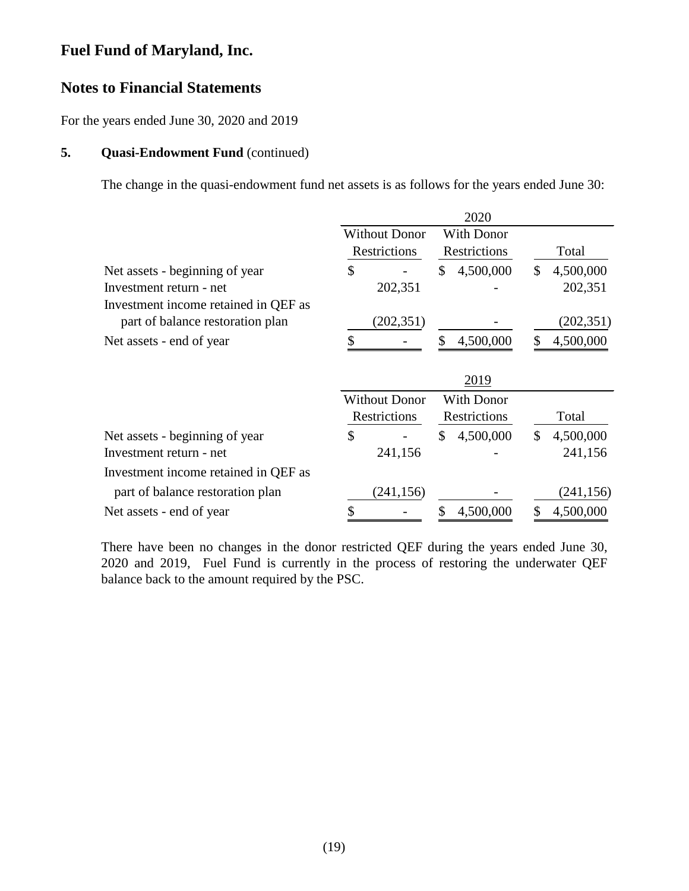# Fuel Fund of Maryland, Inc.

## Notes to Financial Statements

For the years ended June 30, 2020 and 2019

### 5. Quasi-Endowment Fund (continued)

The change in the quasi-endowment fund net assets is as follows for the years ended June 30:

| | 2020 | | |
|---|---|---|---|
| | Without Donor Restrictions | With Donor Restrictions | Total |
| Net assets - beginning of year | $ - | $ 4,500,000 | $ 4,500,000 |
| Investment return - net | 202,351 | - | 202,351 |
| Investment income retained in QEF as part of balance restoration plan | (202,351) | - | (202,351) |
| Net assets - end of year | $ - | $ 4,500,000 | $ 4,500,000 |

| | 2019 | | |
|---|---|---|---|
| | Without Donor Restrictions | With Donor Restrictions | Total |
| Net assets - beginning of year | $ - | $ 4,500,000 | $ 4,500,000 |
| Investment return - net | 241,156 | - | 241,156 |
| Investment income retained in QEF as part of balance restoration plan | (241,156) | - | (241,156) |
| Net assets - end of year | $ - | $ 4,500,000 | $ 4,500,000 |

There have been no changes in the donor restricted QEF during the years ended June 30, 2020 and 2019, Fuel Fund is currently in the process of restoring the underwater QEF balance back to the amount required by the PSC.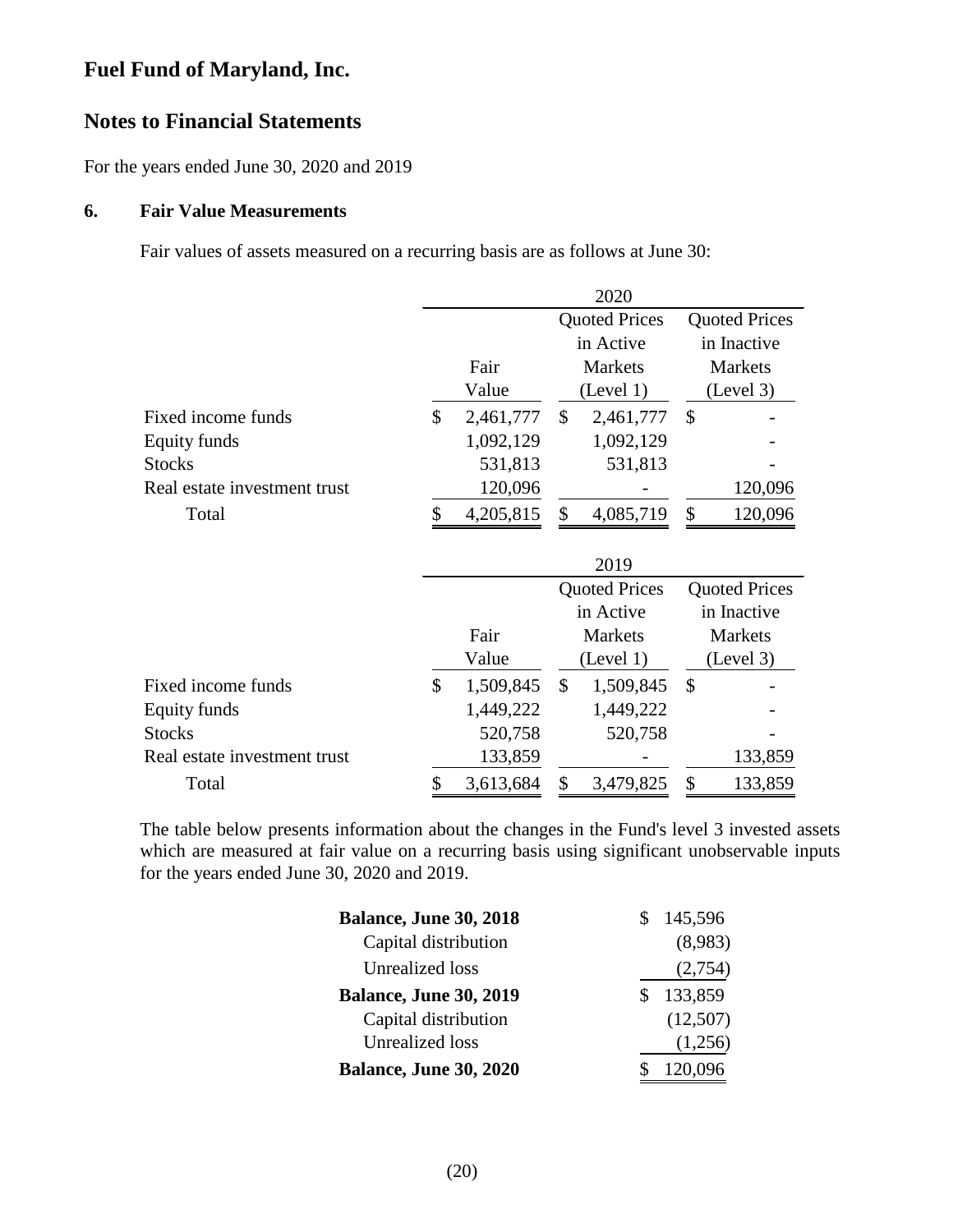# Fuel Fund of Maryland, Inc.

## Notes to Financial Statements

For the years ended June 30, 2020 and 2019

### 6. Fair Value Measurements

Fair values of assets measured on a recurring basis are as follows at June 30:

| | 2020 | | |
|---|---|---|---|
| | Fair Value | Quoted Prices in Active Markets (Level 1) | Quoted Prices in Inactive Markets (Level 3) |
| Fixed income funds | $ 2,461,777 | $ 2,461,777 | $ - |
| Equity funds | 1,092,129 | 1,092,129 | - |
| Stocks | 531,813 | 531,813 | - |
| Real estate investment trust | 120,096 | - | 120,096 |
| Total | $ 4,205,815 | $ 4,085,719 | $ 120,096 |

| | 2019 | | |
|---|---|---|---|
| | Fair Value | Quoted Prices in Active Markets (Level 1) | Quoted Prices in Inactive Markets (Level 3) |
| Fixed income funds | $ 1,509,845 | $ 1,509,845 | $ - |
| Equity funds | 1,449,222 | 1,449,222 | - |
| Stocks | 520,758 | 520,758 | - |
| Real estate investment trust | 133,859 | - | 133,859 |
| Total | $ 3,613,684 | $ 3,479,825 | $ 133,859 |

The table below presents information about the changes in the Fund's level 3 invested assets which are measured at fair value on a recurring basis using significant unobservable inputs for the years ended June 30, 2020 and 2019.

| | |
|---|---|
| **Balance, June 30, 2018** | $ 145,596 |
| Capital distribution | (8,983) |
| Unrealized loss | (2,754) |
| **Balance, June 30, 2019** | $ 133,859 |
| Capital distribution | (12,507) |
| Unrealized loss | (1,256) |
| **Balance, June 30, 2020** | $ 120,096 |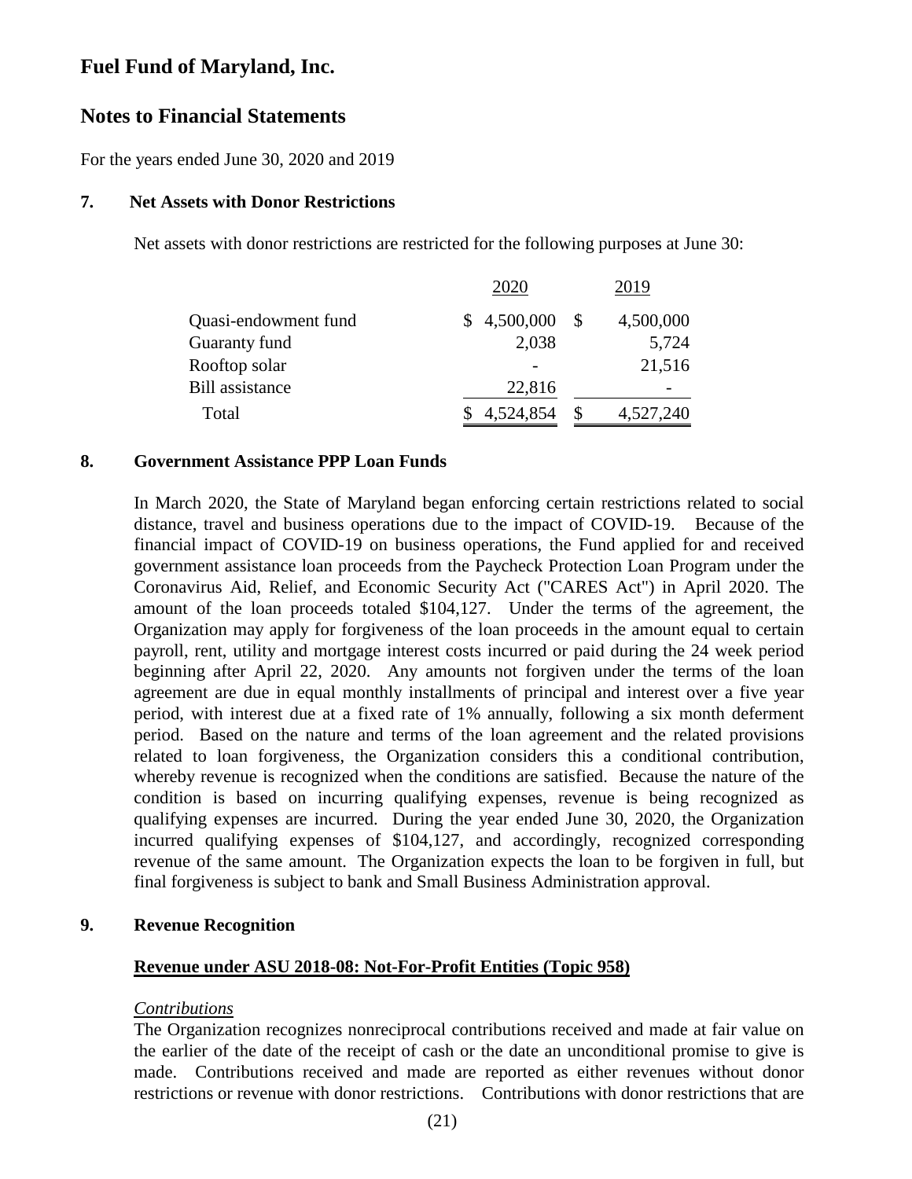# Fuel Fund of Maryland, Inc.

## Notes to Financial Statements

For the years ended June 30, 2020 and 2019

### 7. Net Assets with Donor Restrictions

Net assets with donor restrictions are restricted for the following purposes at June 30:

| | 2020 | 2019 |
|---|---|---|
| Quasi-endowment fund | $ 4,500,000 | $ 4,500,000 |
| Guaranty fund | 2,038 | 5,724 |
| Rooftop solar | - | 21,516 |
| Bill assistance | 22,816 | - |
| Total | $ 4,524,854 | $ 4,527,240 |

### 8. Government Assistance PPP Loan Funds

In March 2020, the State of Maryland began enforcing certain restrictions related to social distance, travel and business operations due to the impact of COVID-19. Because of the financial impact of COVID-19 on business operations, the Fund applied for and received government assistance loan proceeds from the Paycheck Protection Loan Program under the Coronavirus Aid, Relief, and Economic Security Act ("CARES Act") in April 2020. The amount of the loan proceeds totaled $104,127. Under the terms of the agreement, the Organization may apply for forgiveness of the loan proceeds in the amount equal to certain payroll, rent, utility and mortgage interest costs incurred or paid during the 24 week period beginning after April 22, 2020. Any amounts not forgiven under the terms of the loan agreement are due in equal monthly installments of principal and interest over a five year period, with interest due at a fixed rate of 1% annually, following a six month deferment period. Based on the nature and terms of the loan agreement and the related provisions related to loan forgiveness, the Organization considers this a conditional contribution, whereby revenue is recognized when the conditions are satisfied. Because the nature of the condition is based on incurring qualifying expenses, revenue is being recognized as qualifying expenses are incurred. During the year ended June 30, 2020, the Organization incurred qualifying expenses of $104,127, and accordingly, recognized corresponding revenue of the same amount. The Organization expects the loan to be forgiven in full, but final forgiveness is subject to bank and Small Business Administration approval.

### 9. Revenue Recognition

**Revenue under ASU 2018-08: Not-For-Profit Entities (Topic 958)**

*Contributions*

The Organization recognizes nonreciprocal contributions received and made at fair value on the earlier of the date of the receipt of cash or the date an unconditional promise to give is made. Contributions received and made are reported as either revenues without donor restrictions or revenue with donor restrictions. Contributions with donor restrictions that are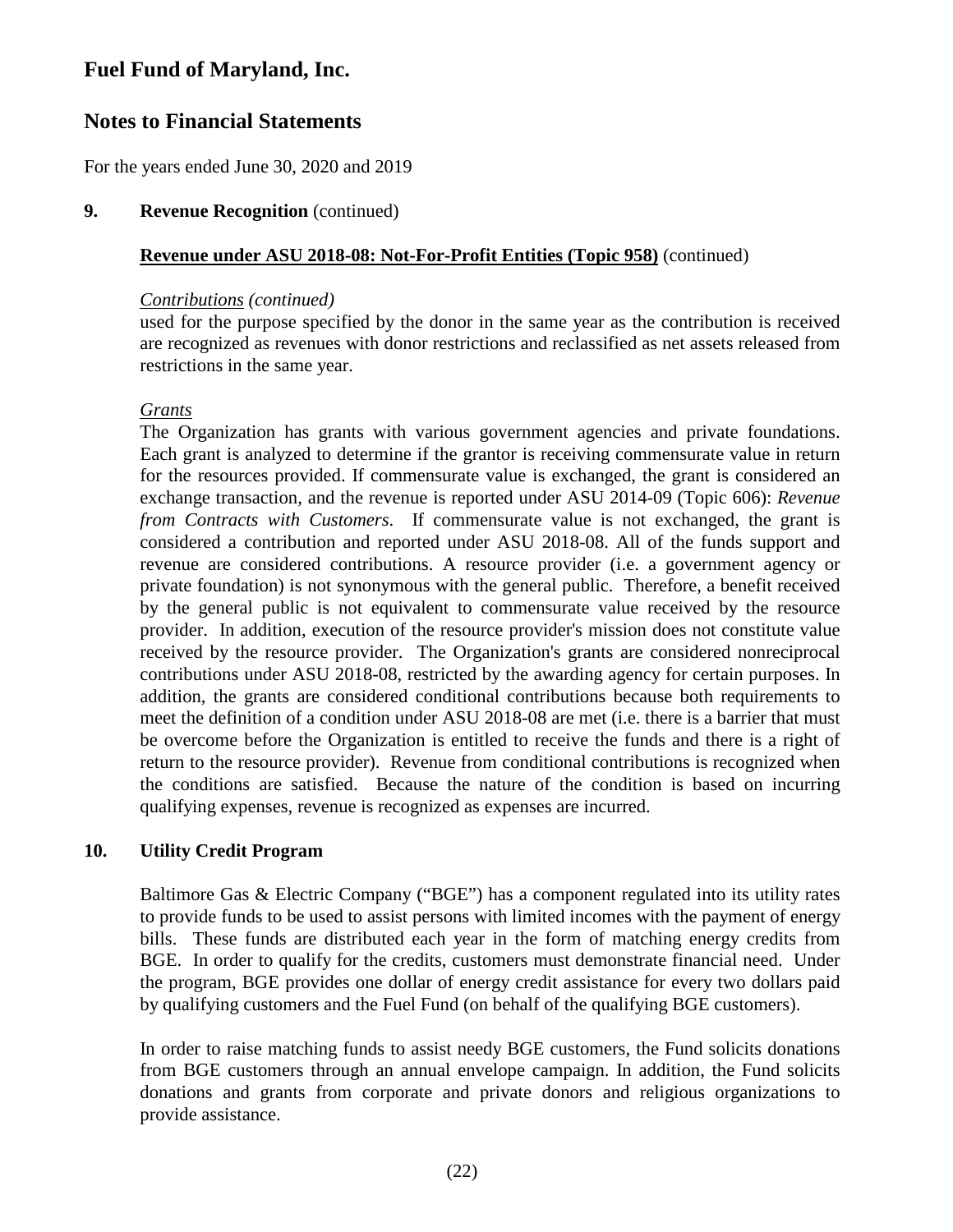# Fuel Fund of Maryland, Inc.

## Notes to Financial Statements

For the years ended June 30, 2020 and 2019

**9. Revenue Recognition** (continued)

**Revenue under ASU 2018-08: Not-For-Profit Entities (Topic 958)** (continued)

*Contributions (continued)*

used for the purpose specified by the donor in the same year as the contribution is received are recognized as revenues with donor restrictions and reclassified as net assets released from restrictions in the same year.

*Grants*

The Organization has grants with various government agencies and private foundations. Each grant is analyzed to determine if the grantor is receiving commensurate value in return for the resources provided. If commensurate value is exchanged, the grant is considered an exchange transaction, and the revenue is reported under ASU 2014-09 (Topic 606): *Revenue from Contracts with Customers*. If commensurate value is not exchanged, the grant is considered a contribution and reported under ASU 2018-08. All of the funds support and revenue are considered contributions. A resource provider (i.e. a government agency or private foundation) is not synonymous with the general public. Therefore, a benefit received by the general public is not equivalent to commensurate value received by the resource provider. In addition, execution of the resource provider's mission does not constitute value received by the resource provider. The Organization's grants are considered nonreciprocal contributions under ASU 2018-08, restricted by the awarding agency for certain purposes. In addition, the grants are considered conditional contributions because both requirements to meet the definition of a condition under ASU 2018-08 are met (i.e. there is a barrier that must be overcome before the Organization is entitled to receive the funds and there is a right of return to the resource provider). Revenue from conditional contributions is recognized when the conditions are satisfied. Because the nature of the condition is based on incurring qualifying expenses, revenue is recognized as expenses are incurred.

**10. Utility Credit Program**

Baltimore Gas & Electric Company ("BGE") has a component regulated into its utility rates to provide funds to be used to assist persons with limited incomes with the payment of energy bills. These funds are distributed each year in the form of matching energy credits from BGE. In order to qualify for the credits, customers must demonstrate financial need. Under the program, BGE provides one dollar of energy credit assistance for every two dollars paid by qualifying customers and the Fuel Fund (on behalf of the qualifying BGE customers).

In order to raise matching funds to assist needy BGE customers, the Fund solicits donations from BGE customers through an annual envelope campaign. In addition, the Fund solicits donations and grants from corporate and private donors and religious organizations to provide assistance.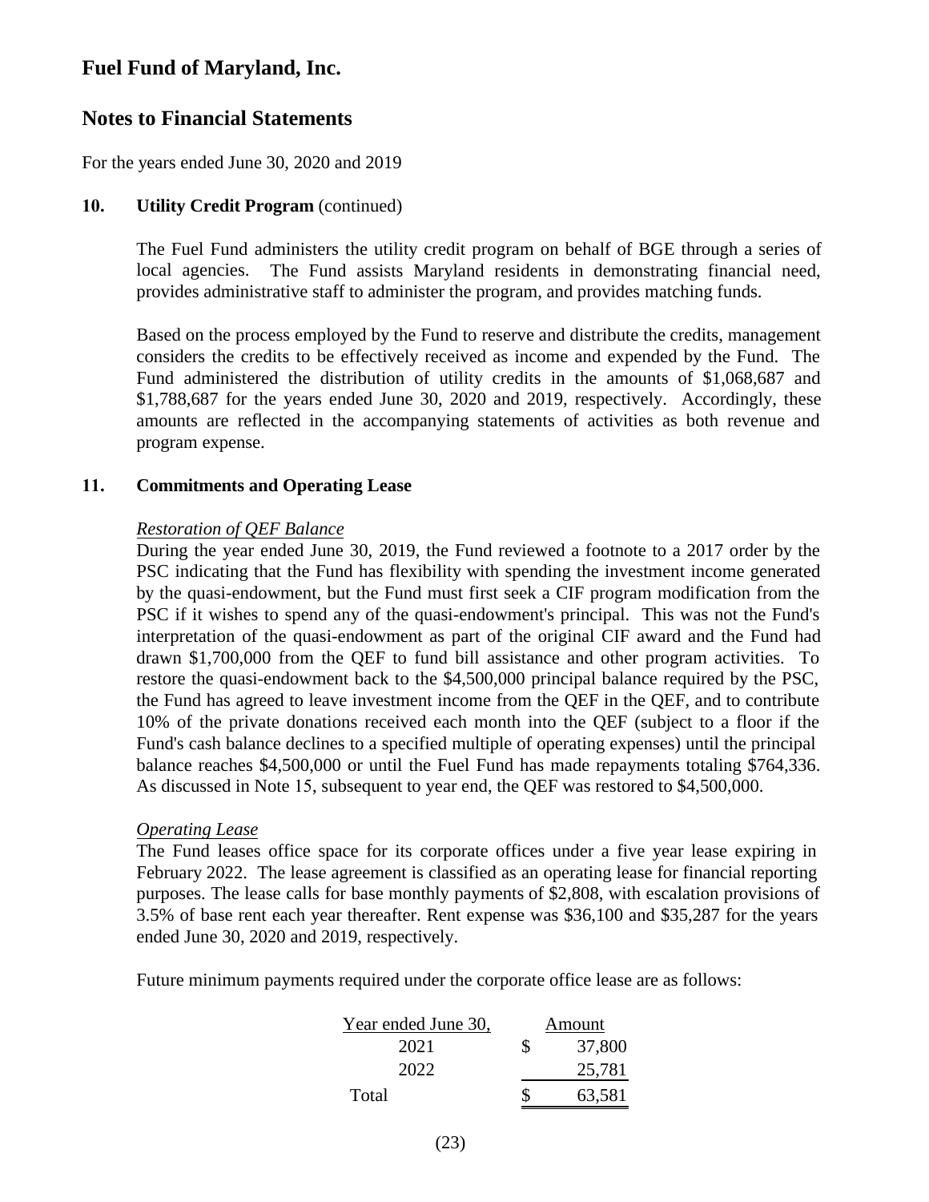# Fuel Fund of Maryland, Inc.

## Notes to Financial Statements

For the years ended June 30, 2020 and 2019

### 10. Utility Credit Program (continued)

The Fuel Fund administers the utility credit program on behalf of BGE through a series of local agencies. The Fund assists Maryland residents in demonstrating financial need, provides administrative staff to administer the program, and provides matching funds.

Based on the process employed by the Fund to reserve and distribute the credits, management considers the credits to be effectively received as income and expended by the Fund. The Fund administered the distribution of utility credits in the amounts of $1,068,687 and $1,788,687 for the years ended June 30, 2020 and 2019, respectively. Accordingly, these amounts are reflected in the accompanying statements of activities as both revenue and program expense.

### 11. Commitments and Operating Lease

*Restoration of QEF Balance*

During the year ended June 30, 2019, the Fund reviewed a footnote to a 2017 order by the PSC indicating that the Fund has flexibility with spending the investment income generated by the quasi-endowment, but the Fund must first seek a CIF program modification from the PSC if it wishes to spend any of the quasi-endowment's principal. This was not the Fund's interpretation of the quasi-endowment as part of the original CIF award and the Fund had drawn $1,700,000 from the QEF to fund bill assistance and other program activities. To restore the quasi-endowment back to the $4,500,000 principal balance required by the PSC, the Fund has agreed to leave investment income from the QEF in the QEF, and to contribute 10% of the private donations received each month into the QEF (subject to a floor if the Fund's cash balance declines to a specified multiple of operating expenses) until the principal balance reaches $4,500,000 or until the Fuel Fund has made repayments totaling $764,336. As discussed in Note 15, subsequent to year end, the QEF was restored to $4,500,000.

*Operating Lease*

The Fund leases office space for its corporate offices under a five year lease expiring in February 2022. The lease agreement is classified as an operating lease for financial reporting purposes. The lease calls for base monthly payments of $2,808, with escalation provisions of 3.5% of base rent each year thereafter. Rent expense was $36,100 and $35,287 for the years ended June 30, 2020 and 2019, respectively.

Future minimum payments required under the corporate office lease are as follows:

| Year ended June 30, | Amount |
|---|---|
| 2021 | $ 37,800 |
| 2022 | 25,781 |
| Total | $ 63,581 |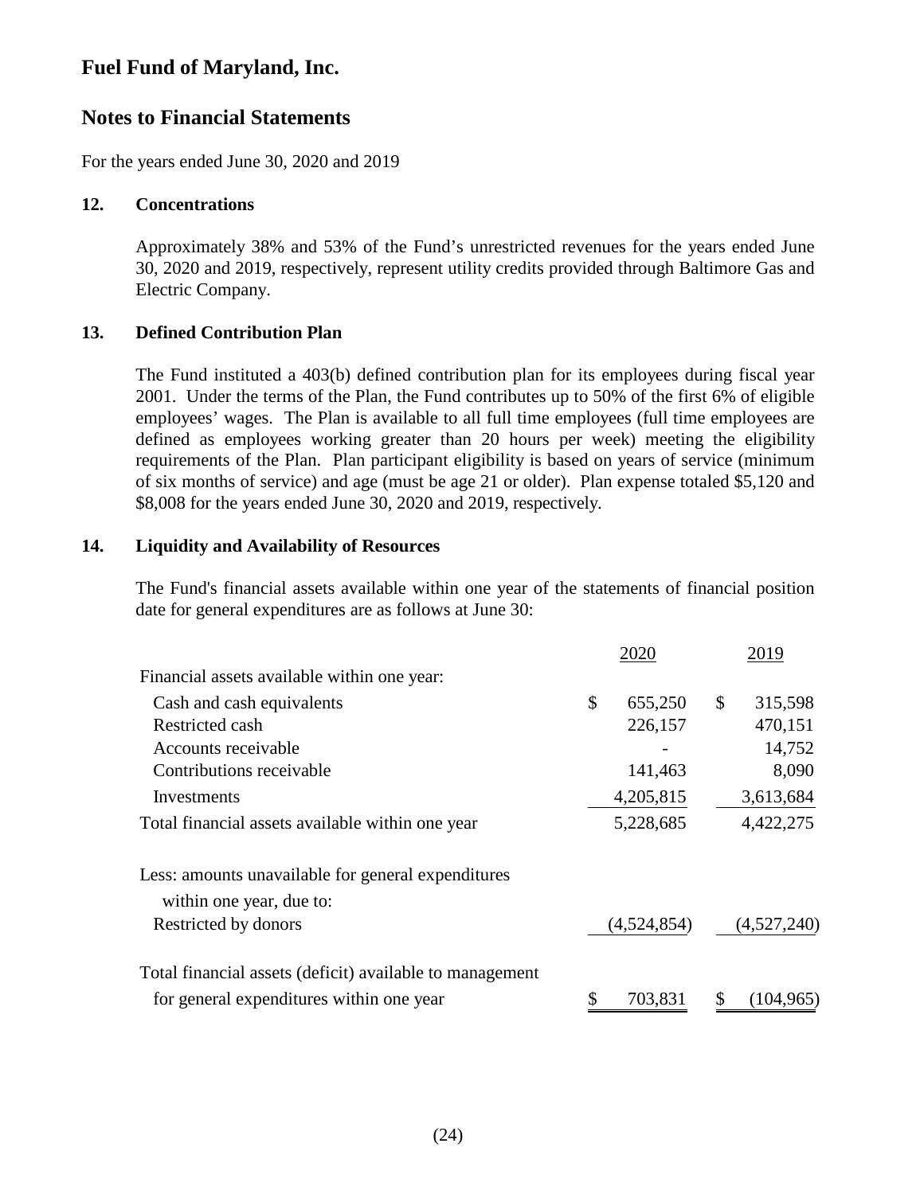# Fuel Fund of Maryland, Inc.

## Notes to Financial Statements

For the years ended June 30, 2020 and 2019

### 12. Concentrations

Approximately 38% and 53% of the Fund's unrestricted revenues for the years ended June 30, 2020 and 2019, respectively, represent utility credits provided through Baltimore Gas and Electric Company.

### 13. Defined Contribution Plan

The Fund instituted a 403(b) defined contribution plan for its employees during fiscal year 2001. Under the terms of the Plan, the Fund contributes up to 50% of the first 6% of eligible employees' wages. The Plan is available to all full time employees (full time employees are defined as employees working greater than 20 hours per week) meeting the eligibility requirements of the Plan. Plan participant eligibility is based on years of service (minimum of six months of service) and age (must be age 21 or older). Plan expense totaled $5,120 and $8,008 for the years ended June 30, 2020 and 2019, respectively.

### 14. Liquidity and Availability of Resources

The Fund's financial assets available within one year of the statements of financial position date for general expenditures are as follows at June 30:

| | 2020 | 2019 |
|---|---|---|
| Financial assets available within one year: | | |
| Cash and cash equivalents | $ 655,250 | $ 315,598 |
| Restricted cash | 226,157 | 470,151 |
| Accounts receivable | - | 14,752 |
| Contributions receivable | 141,463 | 8,090 |
| Investments | 4,205,815 | 3,613,684 |
| Total financial assets available within one year | 5,228,685 | 4,422,275 |
| Less: amounts unavailable for general expenditures within one year, due to: | | |
| Restricted by donors | (4,524,854) | (4,527,240) |
| Total financial assets (deficit) available to management for general expenditures within one year | $ 703,831 | $ (104,965) |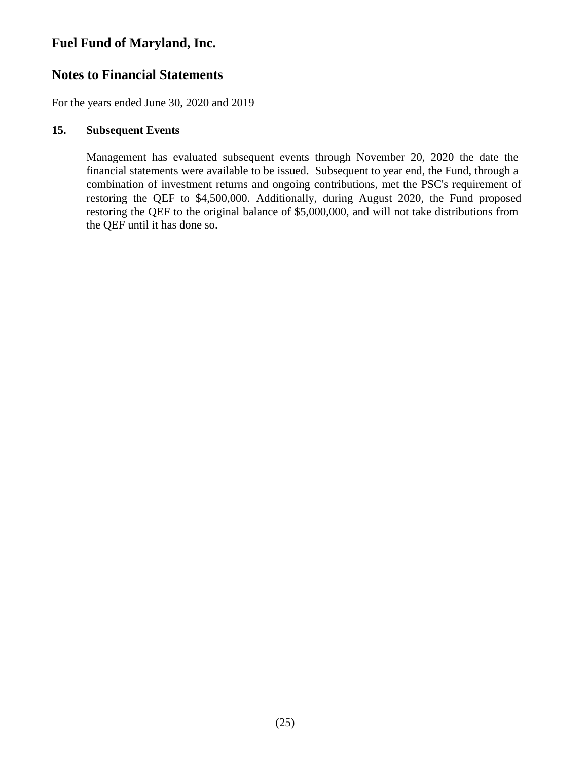# Fuel Fund of Maryland, Inc.

## Notes to Financial Statements

For the years ended June 30, 2020 and 2019

### 15. Subsequent Events

Management has evaluated subsequent events through November 20, 2020 the date the financial statements were available to be issued. Subsequent to year end, the Fund, through a combination of investment returns and ongoing contributions, met the PSC's requirement of restoring the QEF to $4,500,000. Additionally, during August 2020, the Fund proposed restoring the QEF to the original balance of $5,000,000, and will not take distributions from the QEF until it has done so.